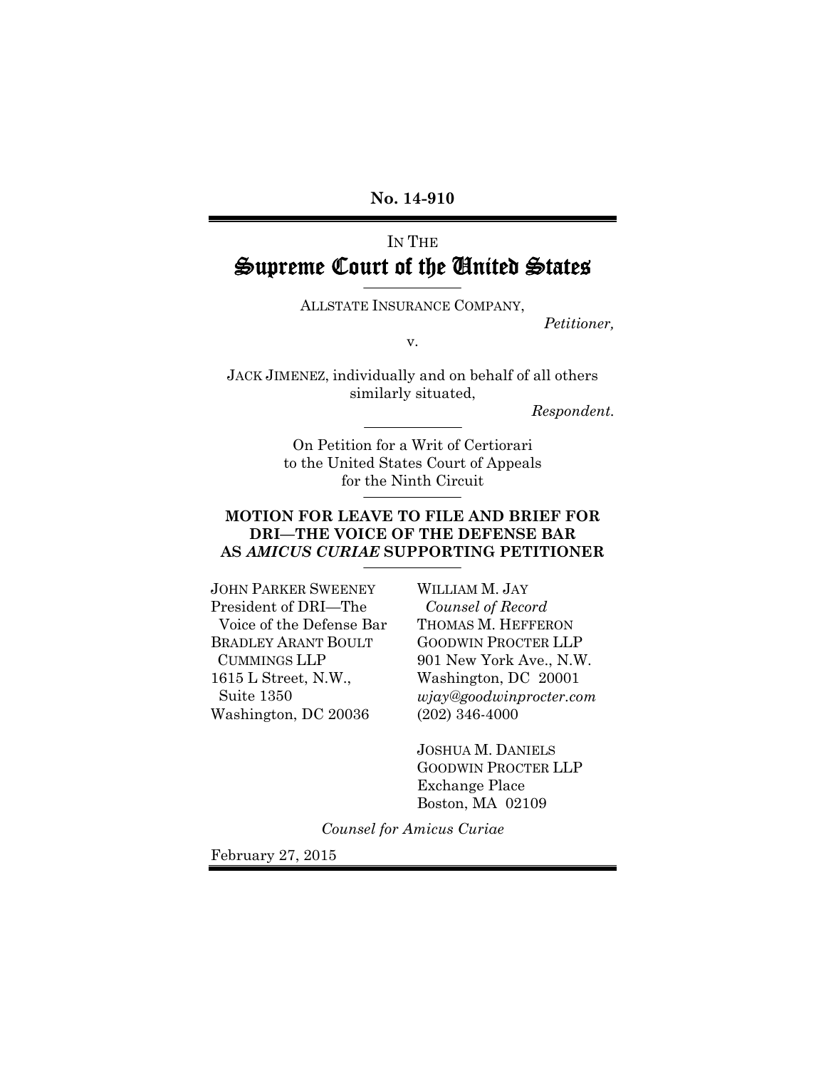**No. 14-910**

IN THE

# Supreme Court of the United States

ALLSTATE INSURANCE COMPANY,

*Petitioner,*

v.

JACK JIMENEZ, individually and on behalf of all others similarly situated,

*Respondent.*

On Petition for a Writ of Certiorari to the United States Court of Appeals for the Ninth Circuit

**MOTION FOR LEAVE TO FILE AND BRIEF FOR DRI—THE VOICE OF THE DEFENSE BAR AS *AMICUS CURIAE* SUPPORTING PETITIONER**

JOHN PARKER SWEENEY
President of DRI—The Voice of the Defense Bar
BRADLEY ARANT BOULT CUMMINGS LLP
1615 L Street, N.W., Suite 1350
Washington, DC 20036

WILLIAM M. JAY
*Counsel of Record*
THOMAS M. HEFFERON
GOODWIN PROCTER LLP
901 New York Ave., N.W.
Washington, DC 20001
*wjay@goodwinprocter.com*
(202) 346-4000

JOSHUA M. DANIELS
GOODWIN PROCTER LLP
Exchange Place
Boston, MA 02109

*Counsel for Amicus Curiae*

February 27, 2015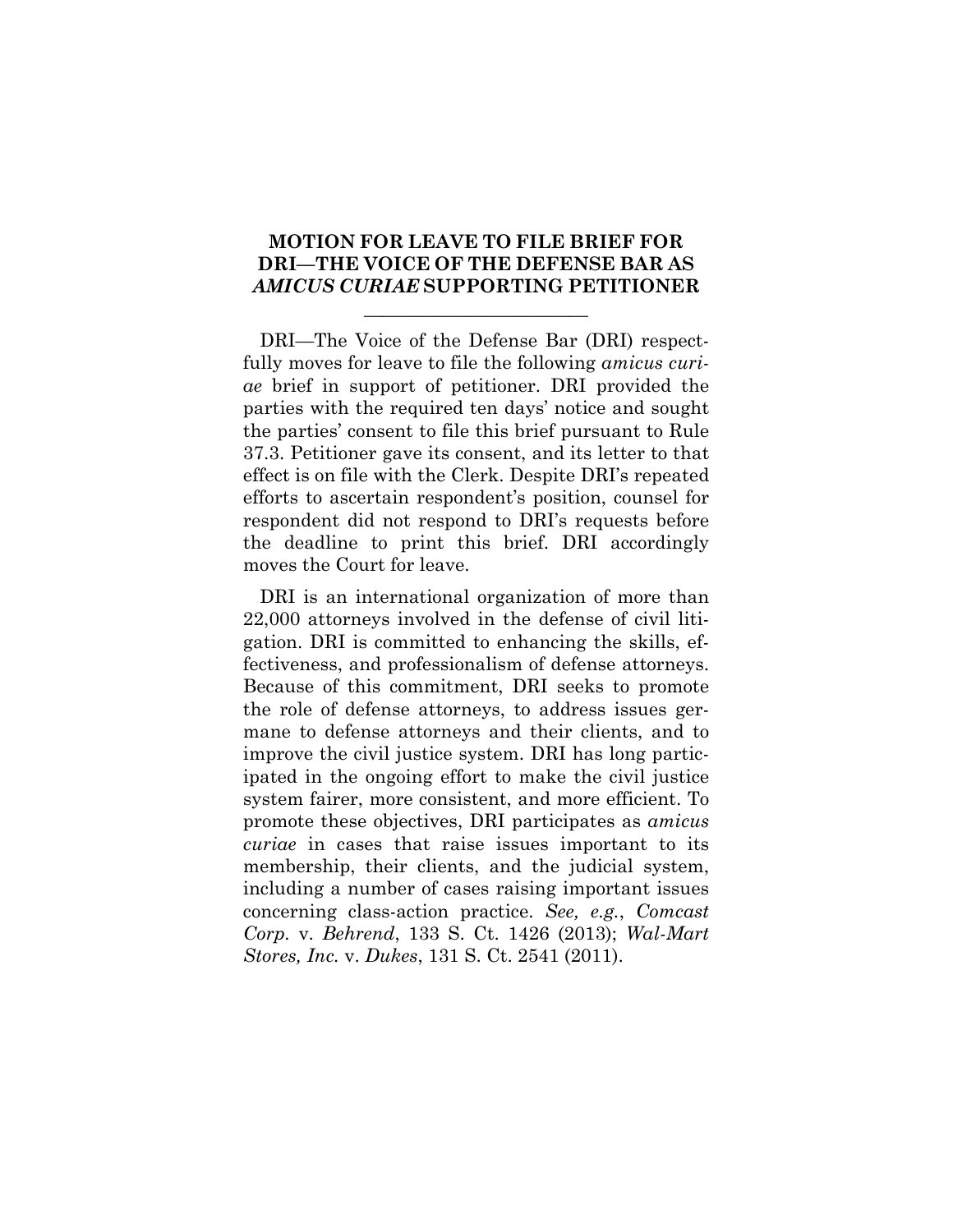## MOTION FOR LEAVE TO FILE BRIEF FOR DRI—THE VOICE OF THE DEFENSE BAR AS *AMICUS CURIAE* SUPPORTING PETITIONER

DRI—The Voice of the Defense Bar (DRI) respectfully moves for leave to file the following *amicus curiae* brief in support of petitioner. DRI provided the parties with the required ten days' notice and sought the parties' consent to file this brief pursuant to Rule 37.3. Petitioner gave its consent, and its letter to that effect is on file with the Clerk. Despite DRI's repeated efforts to ascertain respondent's position, counsel for respondent did not respond to DRI's requests before the deadline to print this brief. DRI accordingly moves the Court for leave.

DRI is an international organization of more than 22,000 attorneys involved in the defense of civil litigation. DRI is committed to enhancing the skills, effectiveness, and professionalism of defense attorneys. Because of this commitment, DRI seeks to promote the role of defense attorneys, to address issues germane to defense attorneys and their clients, and to improve the civil justice system. DRI has long participated in the ongoing effort to make the civil justice system fairer, more consistent, and more efficient. To promote these objectives, DRI participates as *amicus curiae* in cases that raise issues important to its membership, their clients, and the judicial system, including a number of cases raising important issues concerning class-action practice. *See, e.g.*, *Comcast Corp.* v. *Behrend*, 133 S. Ct. 1426 (2013); *Wal-Mart Stores, Inc.* v. *Dukes*, 131 S. Ct. 2541 (2011).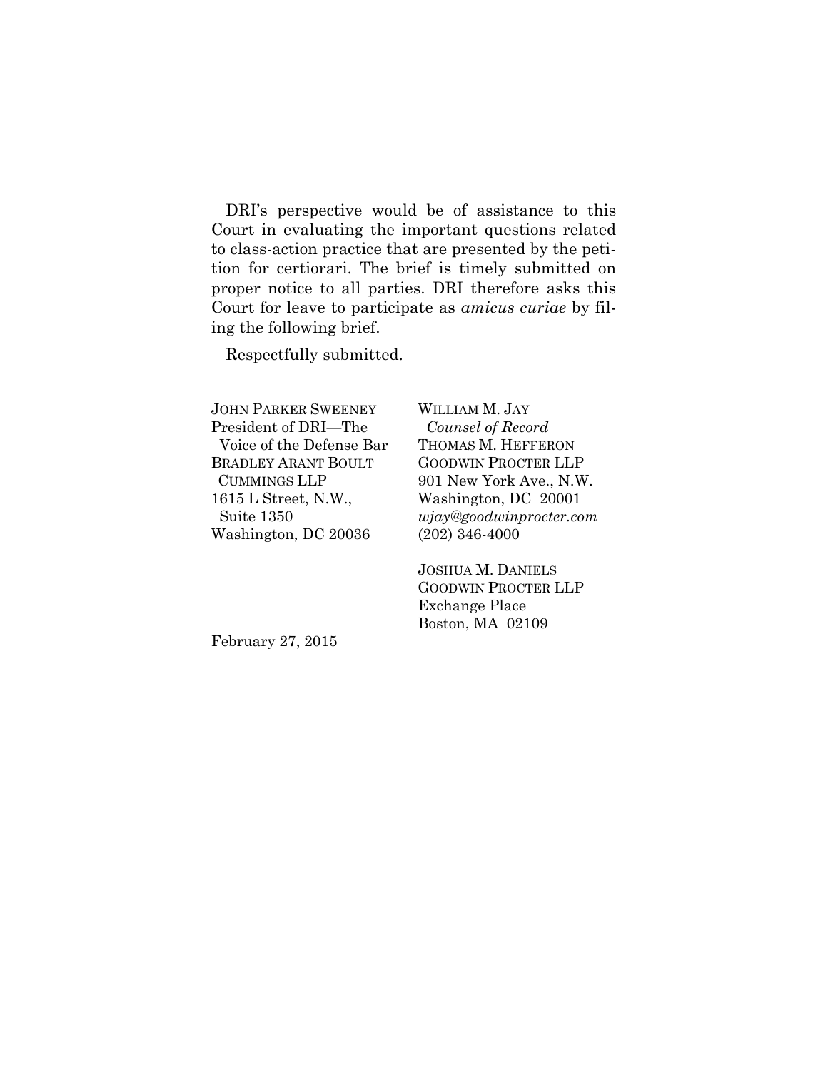DRI's perspective would be of assistance to this Court in evaluating the important questions related to class-action practice that are presented by the petition for certiorari. The brief is timely submitted on proper notice to all parties. DRI therefore asks this Court for leave to participate as *amicus curiae* by filing the following brief.

Respectfully submitted.

JOHN PARKER SWEENEY
President of DRI—The Voice of the Defense Bar
BRADLEY ARANT BOULT CUMMINGS LLP
1615 L Street, N.W., Suite 1350
Washington, DC 20036

WILLIAM M. JAY
*Counsel of Record*
THOMAS M. HEFFERON
GOODWIN PROCTER LLP
901 New York Ave., N.W.
Washington, DC 20001
*wjay@goodwinprocter.com*
(202) 346-4000

JOSHUA M. DANIELS
GOODWIN PROCTER LLP
Exchange Place
Boston, MA 02109

February 27, 2015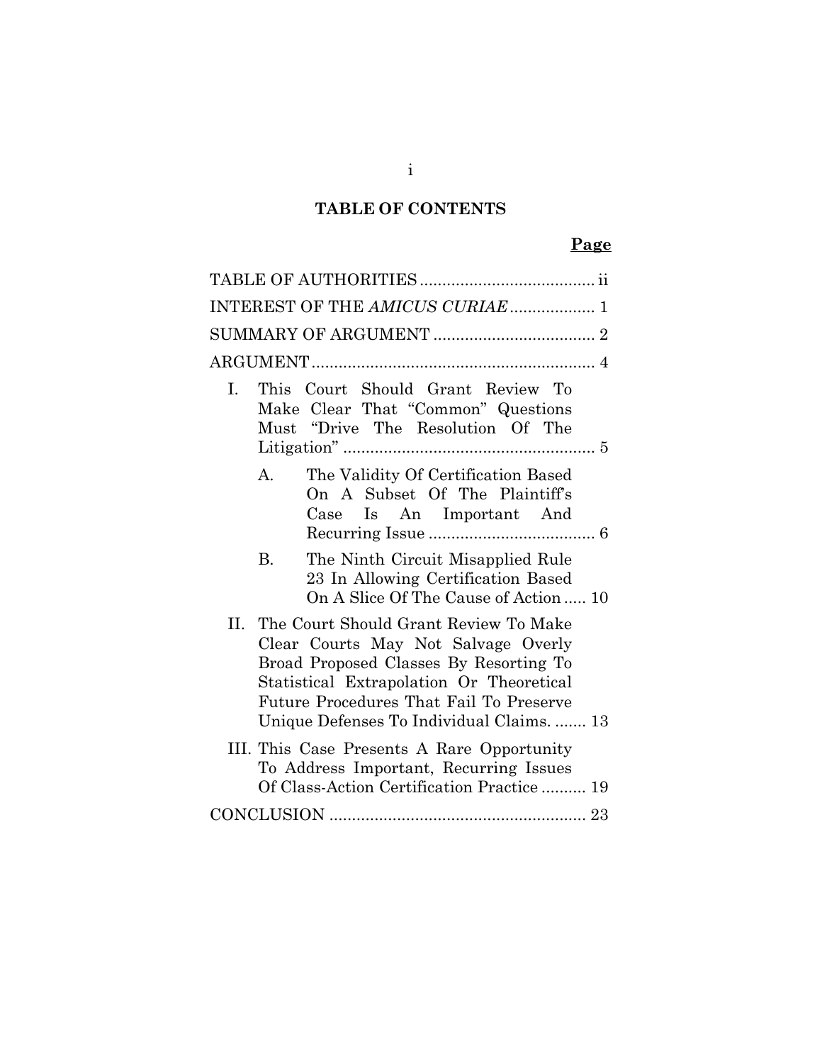## TABLE OF CONTENTS

**Page**

TABLE OF AUTHORITIES ....................................... ii

INTEREST OF THE *AMICUS CURIAE* ................... 1

SUMMARY OF ARGUMENT .................................... 2

ARGUMENT ............................................................... 4

I. This Court Should Grant Review To Make Clear That "Common" Questions Must "Drive The Resolution Of The Litigation" ........................................................ 5

   A. The Validity Of Certification Based On A Subset Of The Plaintiff's Case Is An Important And Recurring Issue ..................................... 6

   B. The Ninth Circuit Misapplied Rule 23 In Allowing Certification Based On A Slice Of The Cause of Action ..... 10

II. The Court Should Grant Review To Make Clear Courts May Not Salvage Overly Broad Proposed Classes By Resorting To Statistical Extrapolation Or Theoretical Future Procedures That Fail To Preserve Unique Defenses To Individual Claims. ....... 13

III. This Case Presents A Rare Opportunity To Address Important, Recurring Issues Of Class-Action Certification Practice .......... 19

CONCLUSION ......................................................... 23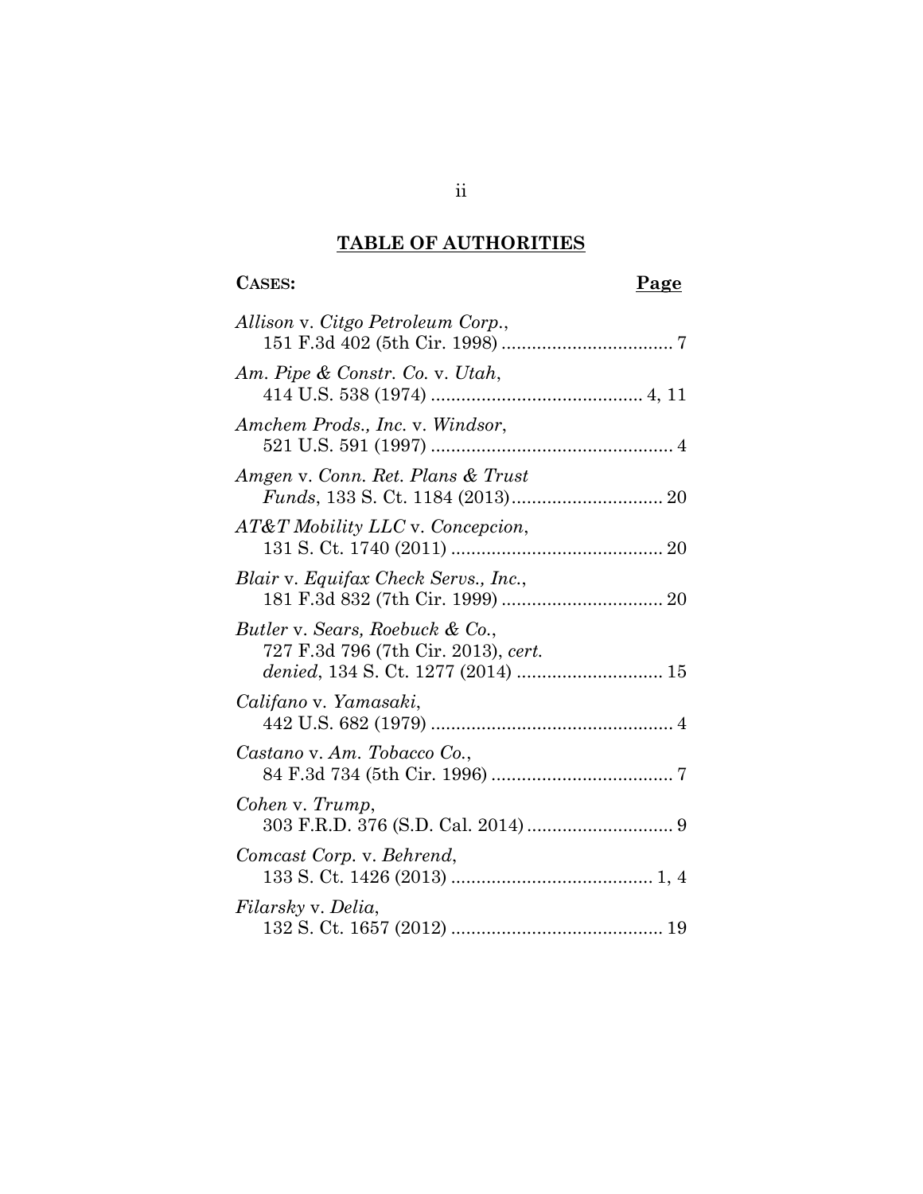## TABLE OF AUTHORITIES

**CASES:** **Page**

*Allison* v. *Citgo Petroleum Corp.*, 151 F.3d 402 (5th Cir. 1998) .................................. 7

*Am. Pipe & Constr. Co.* v. *Utah*, 414 U.S. 538 (1974) .......................................... 4, 11

*Amchem Prods., Inc.* v. *Windsor*, 521 U.S. 591 (1997) ................................................ 4

*Amgen* v. *Conn. Ret. Plans & Trust Funds*, 133 S. Ct. 1184 (2013).............................. 20

*AT&T Mobility LLC* v. *Concepcion*, 131 S. Ct. 1740 (2011) .......................................... 20

*Blair* v. *Equifax Check Servs., Inc.*, 181 F.3d 832 (7th Cir. 1999) ................................ 20

*Butler* v. *Sears, Roebuck & Co.*, 727 F.3d 796 (7th Cir. 2013), *cert. denied*, 134 S. Ct. 1277 (2014) ............................. 15

*Califano* v. *Yamasaki*, 442 U.S. 682 (1979) ................................................ 4

*Castano* v. *Am. Tobacco Co.*, 84 F.3d 734 (5th Cir. 1996) .................................... 7

*Cohen* v. *Trump*, 303 F.R.D. 376 (S.D. Cal. 2014) ............................. 9

*Comcast Corp.* v. *Behrend*, 133 S. Ct. 1426 (2013) ........................................ 1, 4

*Filarsky* v. *Delia*, 132 S. Ct. 1657 (2012) .......................................... 19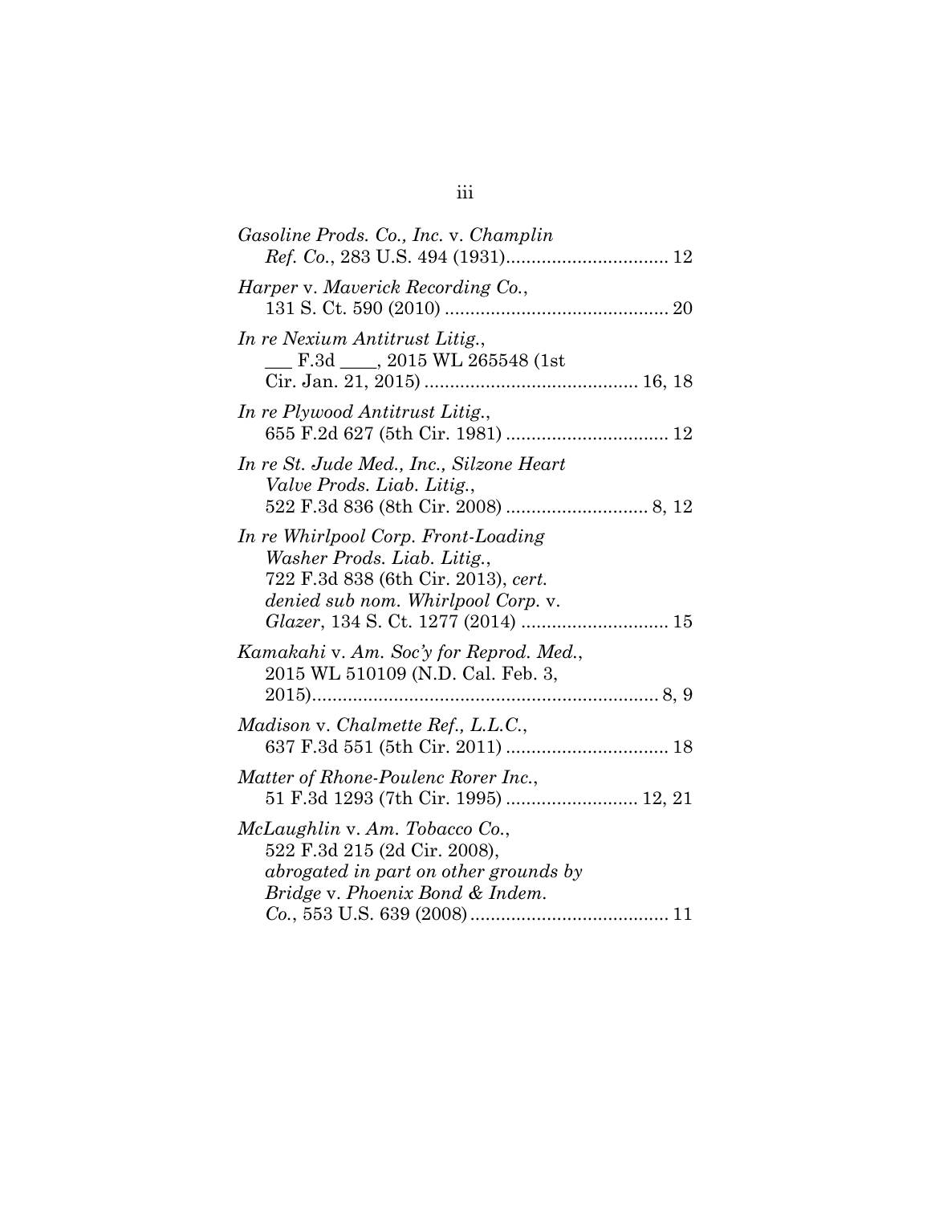*Gasoline Prods. Co., Inc.* v. *Champlin Ref. Co.*, 283 U.S. 494 (1931)................................ 12

*Harper* v. *Maverick Recording Co.*, 131 S. Ct. 590 (2010) ............................................ 20

*In re Nexium Antitrust Litig.*, ___ F.3d ____, 2015 WL 265548 (1st Cir. Jan. 21, 2015) .......................................... 16, 18

*In re Plywood Antitrust Litig.*, 655 F.2d 627 (5th Cir. 1981) ................................ 12

*In re St. Jude Med., Inc., Silzone Heart Valve Prods. Liab. Litig.*, 522 F.3d 836 (8th Cir. 2008) ............................ 8, 12

*In re Whirlpool Corp. Front-Loading Washer Prods. Liab. Litig.*, 722 F.3d 838 (6th Cir. 2013), *cert. denied sub nom. Whirlpool Corp.* v. *Glazer*, 134 S. Ct. 1277 (2014) ............................ 15

*Kamakahi* v. *Am. Soc'y for Reprod. Med.*, 2015 WL 510109 (N.D. Cal. Feb. 3, 2015).................................................................... 8, 9

*Madison* v. *Chalmette Ref., L.L.C.*, 637 F.3d 551 (5th Cir. 2011) ................................ 18

*Matter of Rhone-Poulenc Rorer Inc.*, 51 F.3d 1293 (7th Cir. 1995) .......................... 12, 21

*McLaughlin* v. *Am. Tobacco Co.*, 522 F.3d 215 (2d Cir. 2008), *abrogated in part on other grounds by Bridge* v. *Phoenix Bond & Indem. Co.*, 553 U.S. 639 (2008)....................................... 11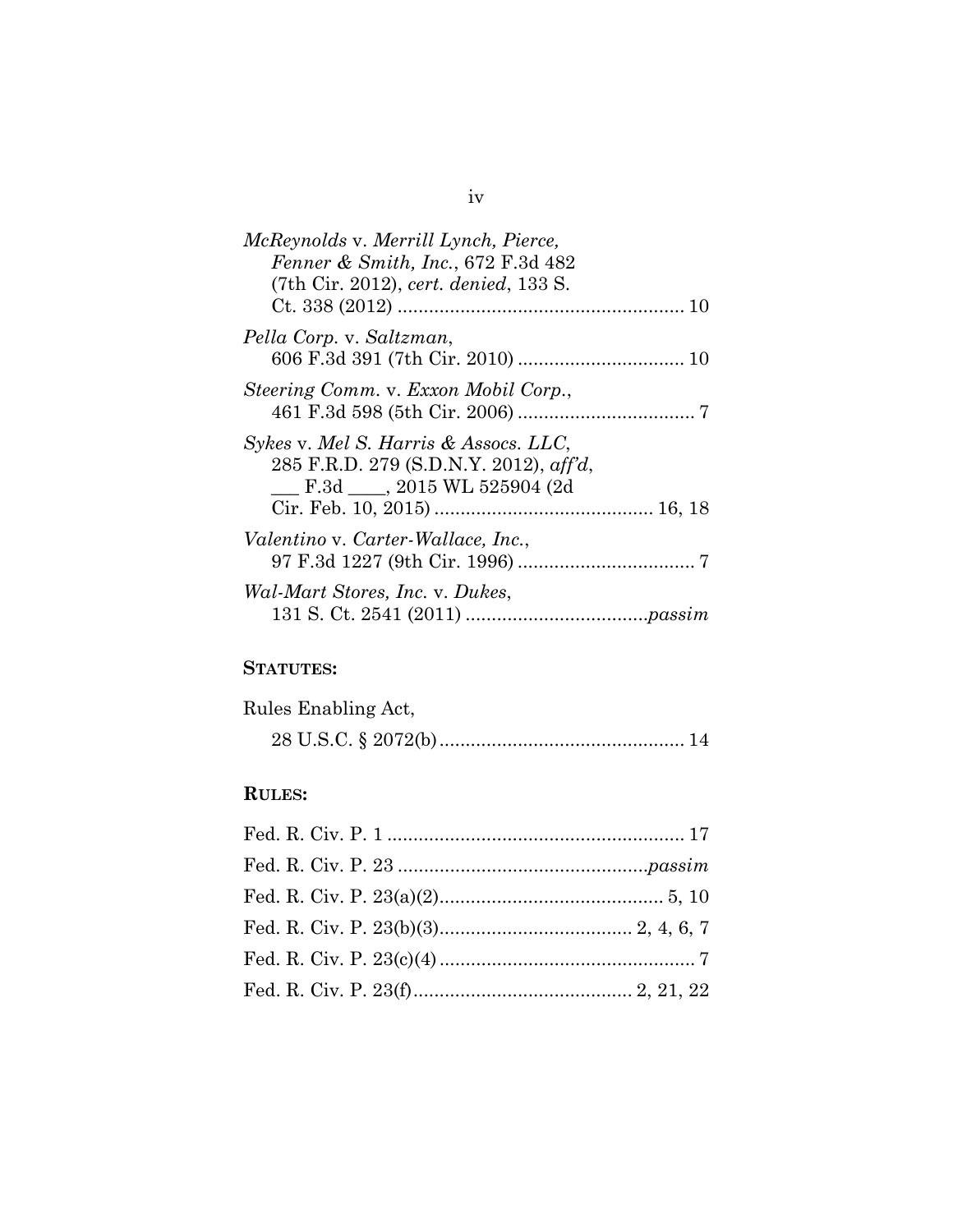*McReynolds* v. *Merrill Lynch, Pierce, Fenner & Smith, Inc.*, 672 F.3d 482 (7th Cir. 2012), *cert. denied*, 133 S. Ct. 338 (2012) ........................................................ 10

*Pella Corp.* v. *Saltzman*, 606 F.3d 391 (7th Cir. 2010) ................................ 10

*Steering Comm.* v. *Exxon Mobil Corp.*, 461 F.3d 598 (5th Cir. 2006) .................................. 7

*Sykes* v. *Mel S. Harris & Assocs. LLC*, 285 F.R.D. 279 (S.D.N.Y. 2012), *aff'd*, ___ F.3d ____, 2015 WL 525904 (2d Cir. Feb. 10, 2015) .......................................... 16, 18

*Valentino* v. *Carter-Wallace, Inc.*, 97 F.3d 1227 (9th Cir. 1996) .................................. 7

*Wal-Mart Stores, Inc.* v. *Dukes*, 131 S. Ct. 2541 (2011) ..................................*passim*

**STATUTES:**

Rules Enabling Act,
28 U.S.C. § 2072(b) .............................................. 14

**RULES:**

Fed. R. Civ. P. 1 ......................................................... 17

Fed. R. Civ. P. 23 ................................................*passim*

Fed. R. Civ. P. 23(a)(2)........................................... 5, 10

Fed. R. Civ. P. 23(b)(3)..................................... 2, 4, 6, 7

Fed. R. Civ. P. 23(c)(4) ................................................. 7

Fed. R. Civ. P. 23(f).......................................... 2, 21, 22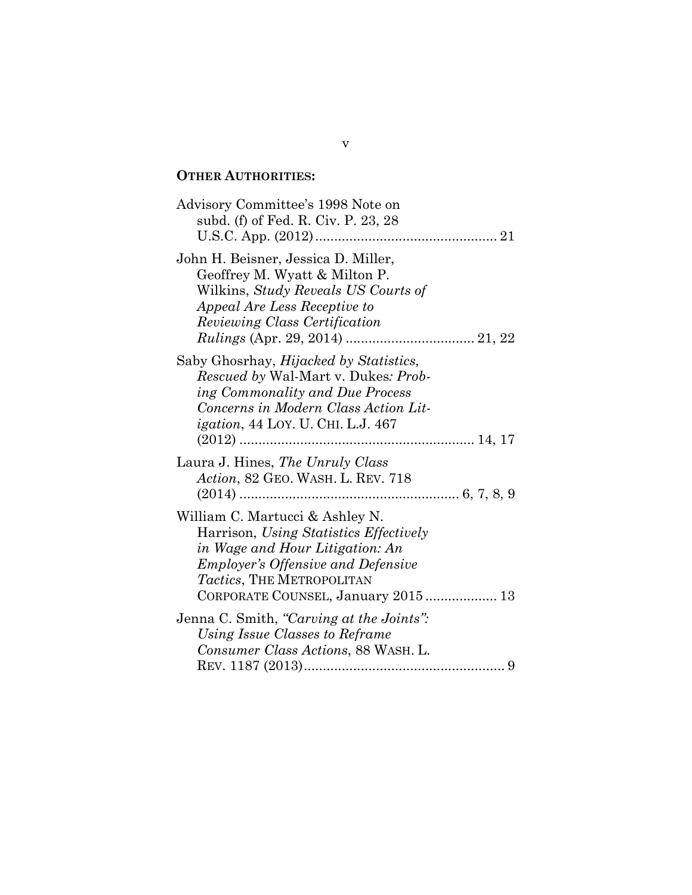**OTHER AUTHORITIES:**

Advisory Committee's 1998 Note on subd. (f) of Fed. R. Civ. P. 23, 28 U.S.C. App. (2012) ............................................ 21

John H. Beisner, Jessica D. Miller, Geoffrey M. Wyatt & Milton P. Wilkins, *Study Reveals US Courts of Appeal Are Less Receptive to Reviewing Class Certification Rulings* (Apr. 29, 2014) ................................ 21, 22

Saby Ghosrhay, *Hijacked by Statistics, Rescued by* Wal-Mart v. Dukes*: Probing Commonality and Due Process Concerns in Modern Class Action Litigation*, 44 LOY. U. CHI. L.J. 467 (2012) ............................................................ 14, 17

Laura J. Hines, *The Unruly Class Action*, 82 GEO. WASH. L. REV. 718 (2014) ......................................................... 6, 7, 8, 9

William C. Martucci & Ashley N. Harrison, *Using Statistics Effectively in Wage and Hour Litigation: An Employer's Offensive and Defensive Tactics*, THE METROPOLITAN CORPORATE COUNSEL, January 2015 .................. 13

Jenna C. Smith, *"Carving at the Joints": Using Issue Classes to Reframe Consumer Class Actions*, 88 WASH. L. REV. 1187 (2013).................................................... 9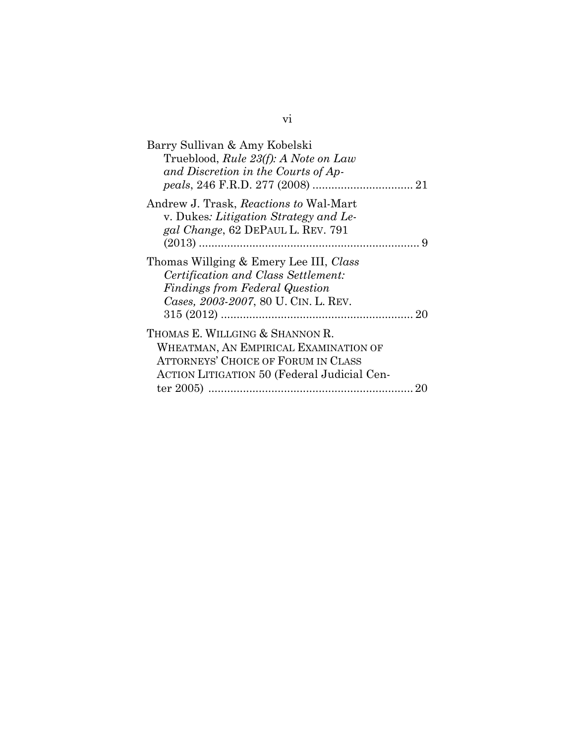Barry Sullivan & Amy Kobelski Trueblood, *Rule 23(f): A Note on Law and Discretion in the Courts of Appeals*, 246 F.R.D. 277 (2008) ................................ 21

Andrew J. Trask, *Reactions to* Wal-Mart v. Dukes*: Litigation Strategy and Legal Change*, 62 DEPAUL L. REV. 791 (2013) ...................................................................... 9

Thomas Willging & Emery Lee III, *Class Certification and Class Settlement: Findings from Federal Question Cases, 2003-2007*, 80 U. CIN. L. REV. 315 (2012) ............................................................. 20

THOMAS E. WILLGING & SHANNON R. WHEATMAN, AN EMPIRICAL EXAMINATION OF ATTORNEYS' CHOICE OF FORUM IN CLASS ACTION LITIGATION 50 (Federal Judicial Center 2005) ................................................................. 20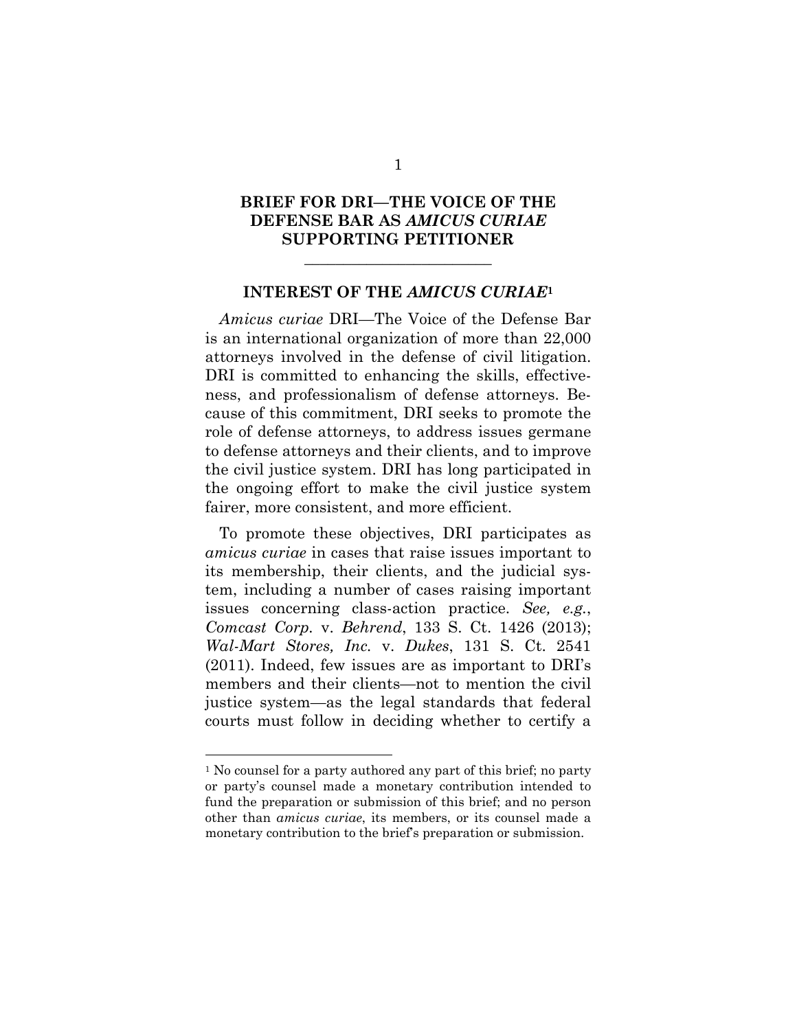# BRIEF FOR DRI—THE VOICE OF THE DEFENSE BAR AS *AMICUS CURIAE* SUPPORTING PETITIONER

## INTEREST OF THE *AMICUS CURIAE*[1]

*Amicus curiae* DRI—The Voice of the Defense Bar is an international organization of more than 22,000 attorneys involved in the defense of civil litigation. DRI is committed to enhancing the skills, effectiveness, and professionalism of defense attorneys. Because of this commitment, DRI seeks to promote the role of defense attorneys, to address issues germane to defense attorneys and their clients, and to improve the civil justice system. DRI has long participated in the ongoing effort to make the civil justice system fairer, more consistent, and more efficient.

To promote these objectives, DRI participates as *amicus curiae* in cases that raise issues important to its membership, their clients, and the judicial system, including a number of cases raising important issues concerning class-action practice. *See, e.g.*, *Comcast Corp.* v. *Behrend*, 133 S. Ct. 1426 (2013); *Wal-Mart Stores, Inc.* v. *Dukes*, 131 S. Ct. 2541 (2011). Indeed, few issues are as important to DRI's members and their clients—not to mention the civil justice system—as the legal standards that federal courts must follow in deciding whether to certify a

[1] No counsel for a party authored any part of this brief; no party or party's counsel made a monetary contribution intended to fund the preparation or submission of this brief; and no person other than *amicus curiae*, its members, or its counsel made a monetary contribution to the brief's preparation or submission.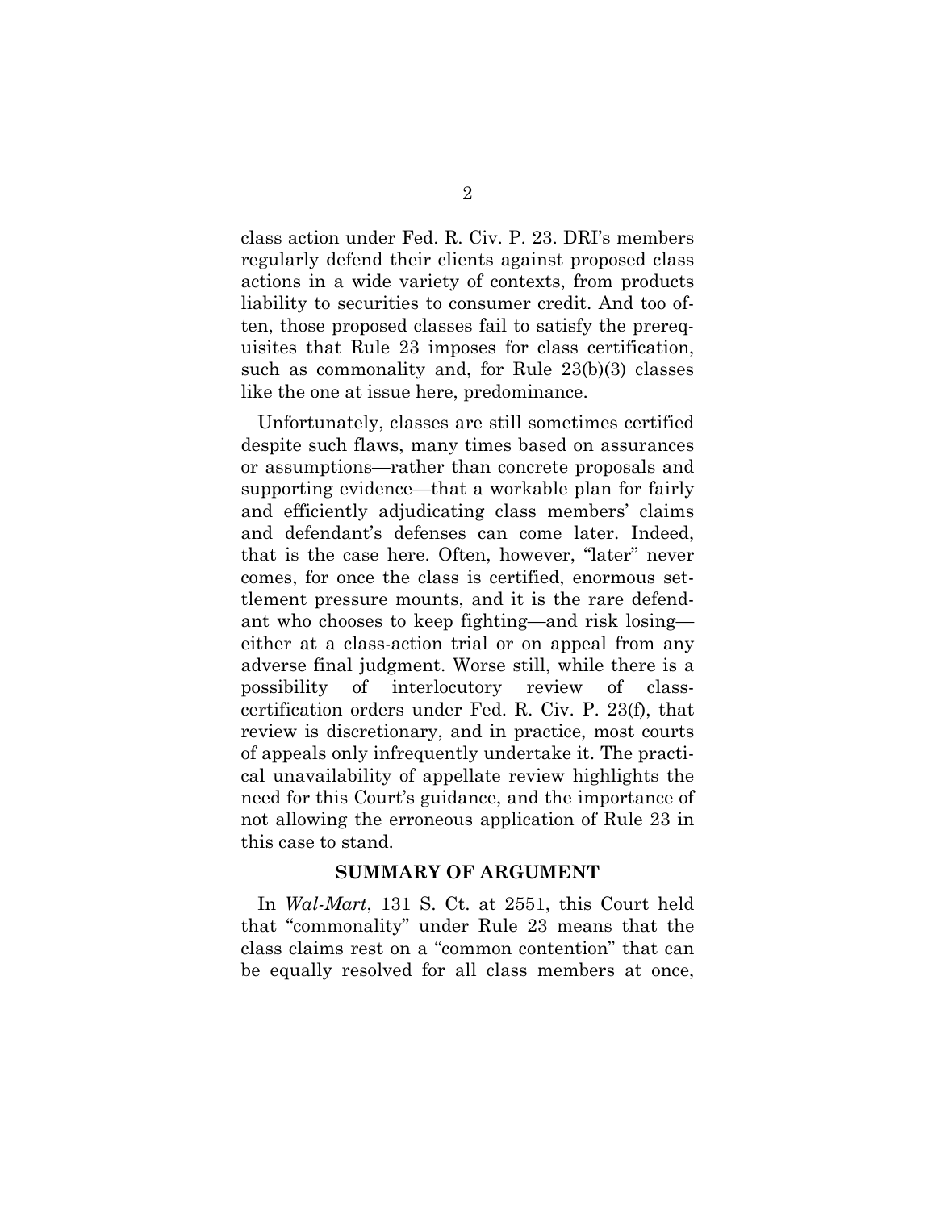class action under Fed. R. Civ. P. 23. DRI's members regularly defend their clients against proposed class actions in a wide variety of contexts, from products liability to securities to consumer credit. And too often, those proposed classes fail to satisfy the prerequisites that Rule 23 imposes for class certification, such as commonality and, for Rule 23(b)(3) classes like the one at issue here, predominance.

Unfortunately, classes are still sometimes certified despite such flaws, many times based on assurances or assumptions—rather than concrete proposals and supporting evidence—that a workable plan for fairly and efficiently adjudicating class members' claims and defendant's defenses can come later. Indeed, that is the case here. Often, however, "later" never comes, for once the class is certified, enormous settlement pressure mounts, and it is the rare defendant who chooses to keep fighting—and risk losing—either at a class-action trial or on appeal from any adverse final judgment. Worse still, while there is a possibility of interlocutory review of class-certification orders under Fed. R. Civ. P. 23(f), that review is discretionary, and in practice, most courts of appeals only infrequently undertake it. The practical unavailability of appellate review highlights the need for this Court's guidance, and the importance of not allowing the erroneous application of Rule 23 in this case to stand.

## SUMMARY OF ARGUMENT

In *Wal-Mart*, 131 S. Ct. at 2551, this Court held that "commonality" under Rule 23 means that the class claims rest on a "common contention" that can be equally resolved for all class members at once,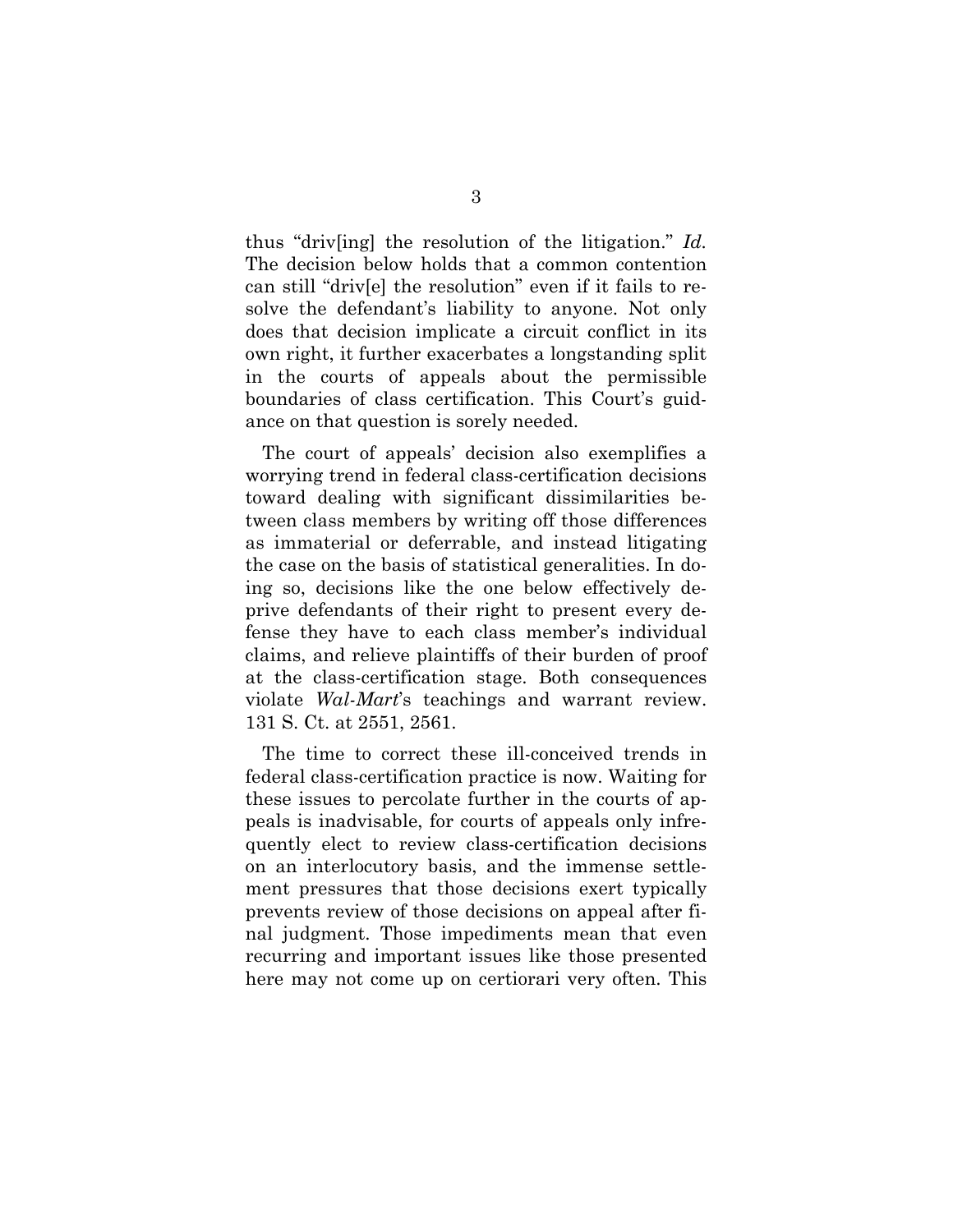thus "driv[ing] the resolution of the litigation." *Id.* The decision below holds that a common contention can still "driv[e] the resolution" even if it fails to resolve the defendant's liability to anyone. Not only does that decision implicate a circuit conflict in its own right, it further exacerbates a longstanding split in the courts of appeals about the permissible boundaries of class certification. This Court's guidance on that question is sorely needed.

The court of appeals' decision also exemplifies a worrying trend in federal class-certification decisions toward dealing with significant dissimilarities between class members by writing off those differences as immaterial or deferrable, and instead litigating the case on the basis of statistical generalities. In doing so, decisions like the one below effectively deprive defendants of their right to present every defense they have to each class member's individual claims, and relieve plaintiffs of their burden of proof at the class-certification stage. Both consequences violate *Wal-Mart*'s teachings and warrant review. 131 S. Ct. at 2551, 2561.

The time to correct these ill-conceived trends in federal class-certification practice is now. Waiting for these issues to percolate further in the courts of appeals is inadvisable, for courts of appeals only infrequently elect to review class-certification decisions on an interlocutory basis, and the immense settlement pressures that those decisions exert typically prevents review of those decisions on appeal after final judgment. Those impediments mean that even recurring and important issues like those presented here may not come up on certiorari very often. This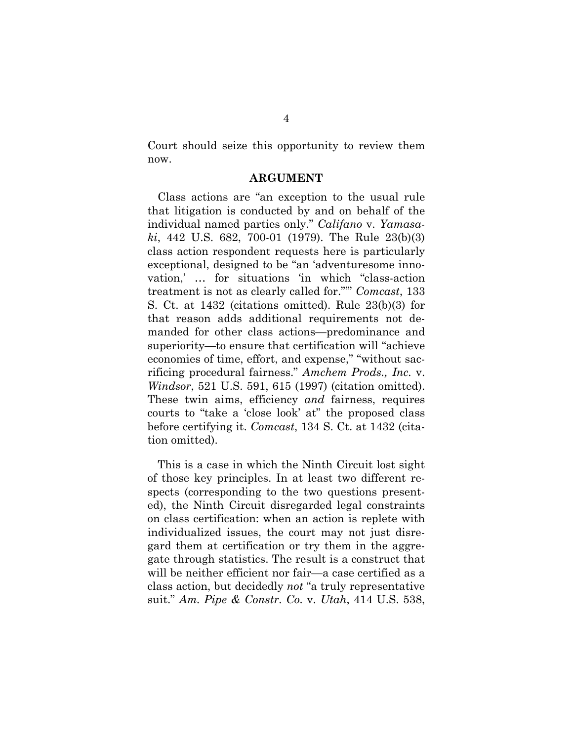Court should seize this opportunity to review them now.

## ARGUMENT

Class actions are "an exception to the usual rule that litigation is conducted by and on behalf of the individual named parties only." *Califano* v. *Yamasaki*, 442 U.S. 682, 700-01 (1979). The Rule 23(b)(3) class action respondent requests here is particularly exceptional, designed to be "an 'adventuresome innovation,' … for situations 'in which "class-action treatment is not as clearly called for."'" *Comcast*, 133 S. Ct. at 1432 (citations omitted). Rule 23(b)(3) for that reason adds additional requirements not demanded for other class actions—predominance and superiority—to ensure that certification will "achieve economies of time, effort, and expense," "without sacrificing procedural fairness." *Amchem Prods., Inc.* v. *Windsor*, 521 U.S. 591, 615 (1997) (citation omitted). These twin aims, efficiency *and* fairness, requires courts to "take a 'close look' at" the proposed class before certifying it. *Comcast*, 134 S. Ct. at 1432 (citation omitted).

This is a case in which the Ninth Circuit lost sight of those key principles. In at least two different respects (corresponding to the two questions presented), the Ninth Circuit disregarded legal constraints on class certification: when an action is replete with individualized issues, the court may not just disregard them at certification or try them in the aggregate through statistics. The result is a construct that will be neither efficient nor fair—a case certified as a class action, but decidedly *not* "a truly representative suit." *Am. Pipe & Constr. Co.* v. *Utah*, 414 U.S. 538,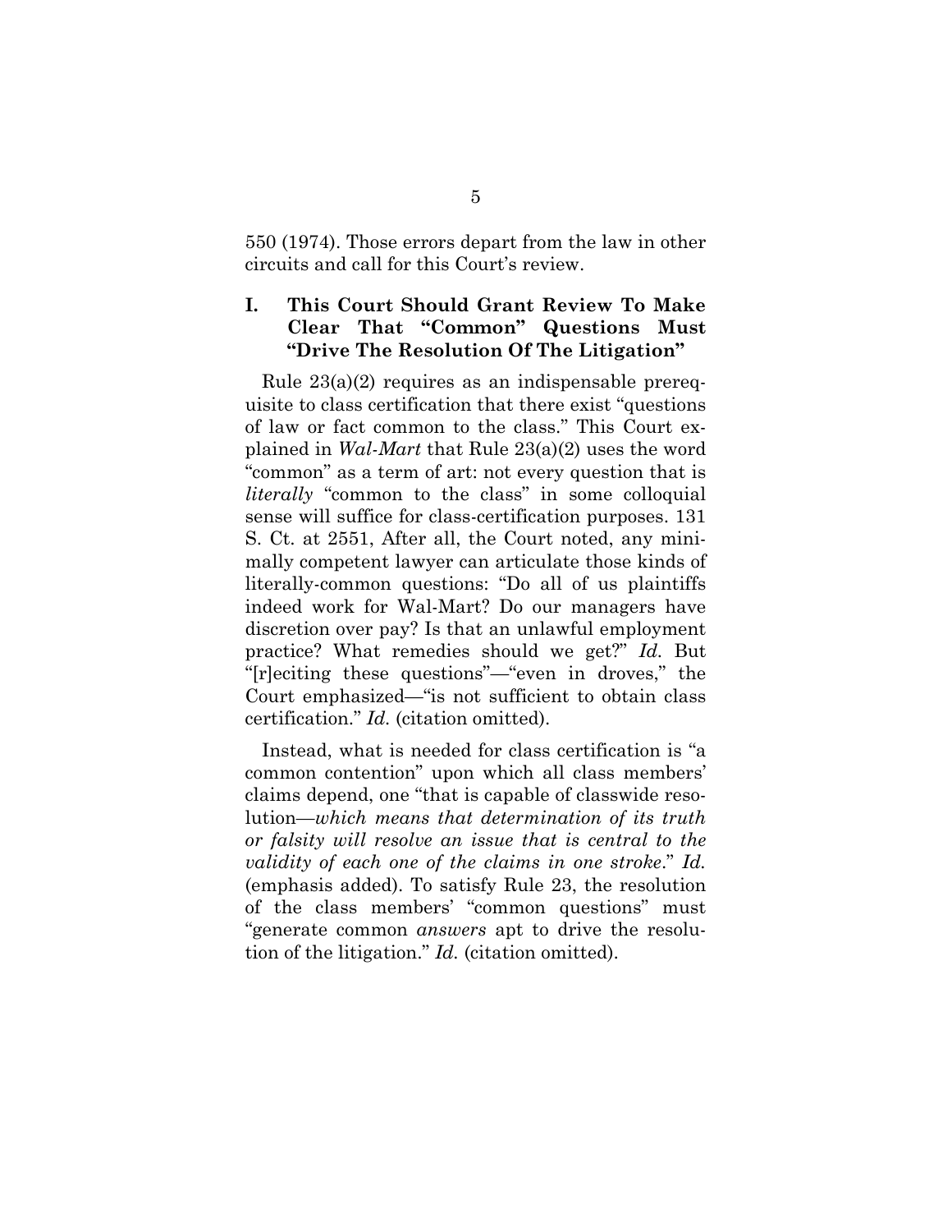550 (1974). Those errors depart from the law in other circuits and call for this Court's review.

## I. This Court Should Grant Review To Make Clear That "Common" Questions Must "Drive The Resolution Of The Litigation"

Rule 23(a)(2) requires as an indispensable prerequisite to class certification that there exist "questions of law or fact common to the class." This Court explained in *Wal-Mart* that Rule 23(a)(2) uses the word "common" as a term of art: not every question that is *literally* "common to the class" in some colloquial sense will suffice for class-certification purposes. 131 S. Ct. at 2551, After all, the Court noted, any minimally competent lawyer can articulate those kinds of literally-common questions: "Do all of us plaintiffs indeed work for Wal-Mart? Do our managers have discretion over pay? Is that an unlawful employment practice? What remedies should we get?" *Id.* But "[r]eciting these questions"—"even in droves," the Court emphasized—"is not sufficient to obtain class certification." *Id.* (citation omitted).

Instead, what is needed for class certification is "a common contention" upon which all class members' claims depend, one "that is capable of classwide resolution—*which means that determination of its truth or falsity will resolve an issue that is central to the validity of each one of the claims in one stroke*." *Id.* (emphasis added). To satisfy Rule 23, the resolution of the class members' "common questions" must "generate common *answers* apt to drive the resolution of the litigation." *Id.* (citation omitted).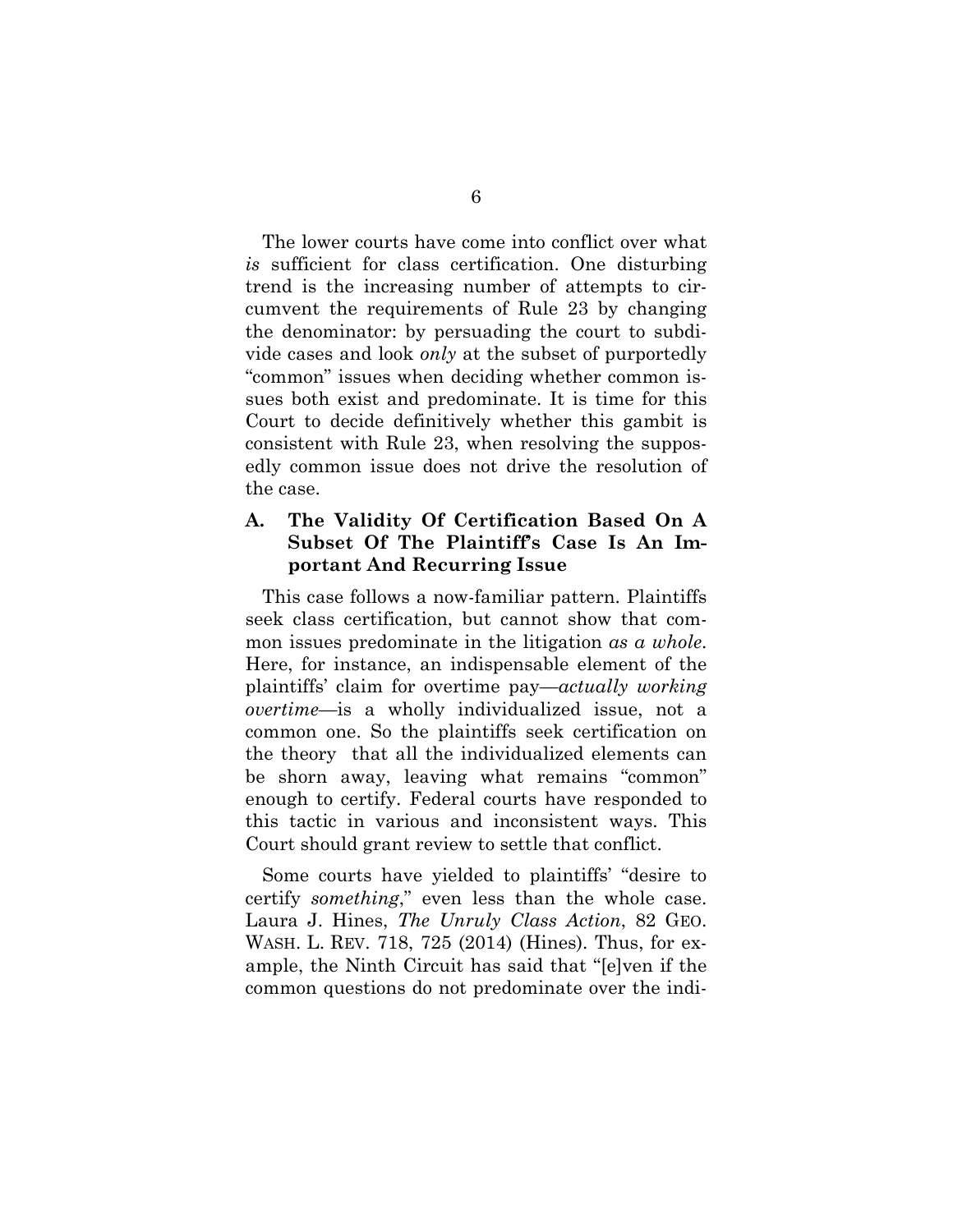The lower courts have come into conflict over what *is* sufficient for class certification. One disturbing trend is the increasing number of attempts to circumvent the requirements of Rule 23 by changing the denominator: by persuading the court to subdivide cases and look *only* at the subset of purportedly "common" issues when deciding whether common issues both exist and predominate. It is time for this Court to decide definitively whether this gambit is consistent with Rule 23, when resolving the supposedly common issue does not drive the resolution of the case.

### A. The Validity Of Certification Based On A Subset Of The Plaintiff's Case Is An Important And Recurring Issue

This case follows a now-familiar pattern. Plaintiffs seek class certification, but cannot show that common issues predominate in the litigation *as a whole*. Here, for instance, an indispensable element of the plaintiffs' claim for overtime pay—*actually working overtime*—is a wholly individualized issue, not a common one. So the plaintiffs seek certification on the theory that all the individualized elements can be shorn away, leaving what remains "common" enough to certify. Federal courts have responded to this tactic in various and inconsistent ways. This Court should grant review to settle that conflict.

Some courts have yielded to plaintiffs' "desire to certify *something*," even less than the whole case. Laura J. Hines, *The Unruly Class Action*, 82 GEO. WASH. L. REV. 718, 725 (2014) (Hines). Thus, for example, the Ninth Circuit has said that "[e]ven if the common questions do not predominate over the indi-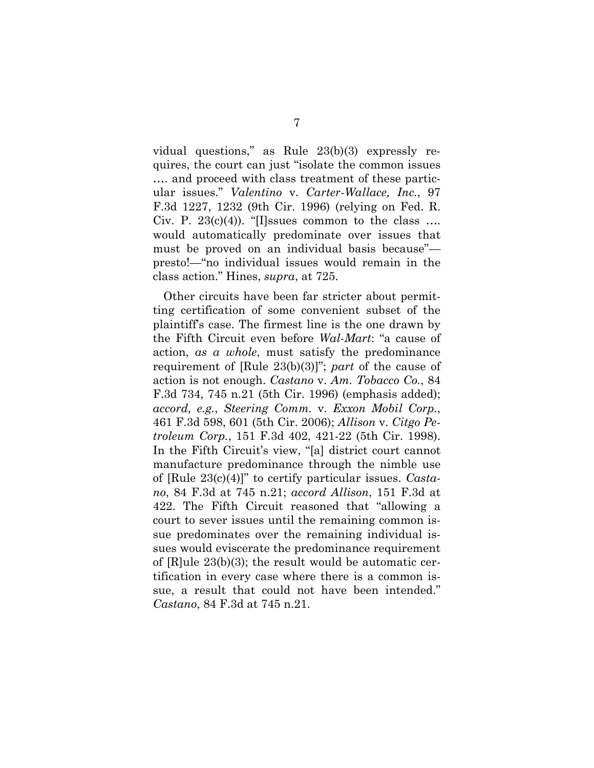vidual questions," as Rule 23(b)(3) expressly requires, the court can just "isolate the common issues …. and proceed with class treatment of these particular issues." *Valentino* v. *Carter-Wallace, Inc.*, 97 F.3d 1227, 1232 (9th Cir. 1996) (relying on Fed. R. Civ. P. 23(c)(4)). "[I]ssues common to the class …. would automatically predominate over issues that must be proved on an individual basis because"—presto!—"no individual issues would remain in the class action." Hines, *supra*, at 725.

Other circuits have been far stricter about permitting certification of some convenient subset of the plaintiff's case. The firmest line is the one drawn by the Fifth Circuit even before *Wal-Mart*: "a cause of action, *as a whole*, must satisfy the predominance requirement of [Rule 23(b)(3)]"; *part* of the cause of action is not enough. *Castano* v. *Am. Tobacco Co.*, 84 F.3d 734, 745 n.21 (5th Cir. 1996) (emphasis added); *accord, e.g.*, *Steering Comm.* v. *Exxon Mobil Corp.*, 461 F.3d 598, 601 (5th Cir. 2006); *Allison* v. *Citgo Petroleum Corp.*, 151 F.3d 402, 421-22 (5th Cir. 1998). In the Fifth Circuit's view, "[a] district court cannot manufacture predominance through the nimble use of [Rule 23(c)(4)]" to certify particular issues. *Castano*, 84 F.3d at 745 n.21; *accord Allison*, 151 F.3d at 422. The Fifth Circuit reasoned that "allowing a court to sever issues until the remaining common issue predominates over the remaining individual issues would eviscerate the predominance requirement of [R]ule 23(b)(3); the result would be automatic certification in every case where there is a common issue, a result that could not have been intended." *Castano*, 84 F.3d at 745 n.21.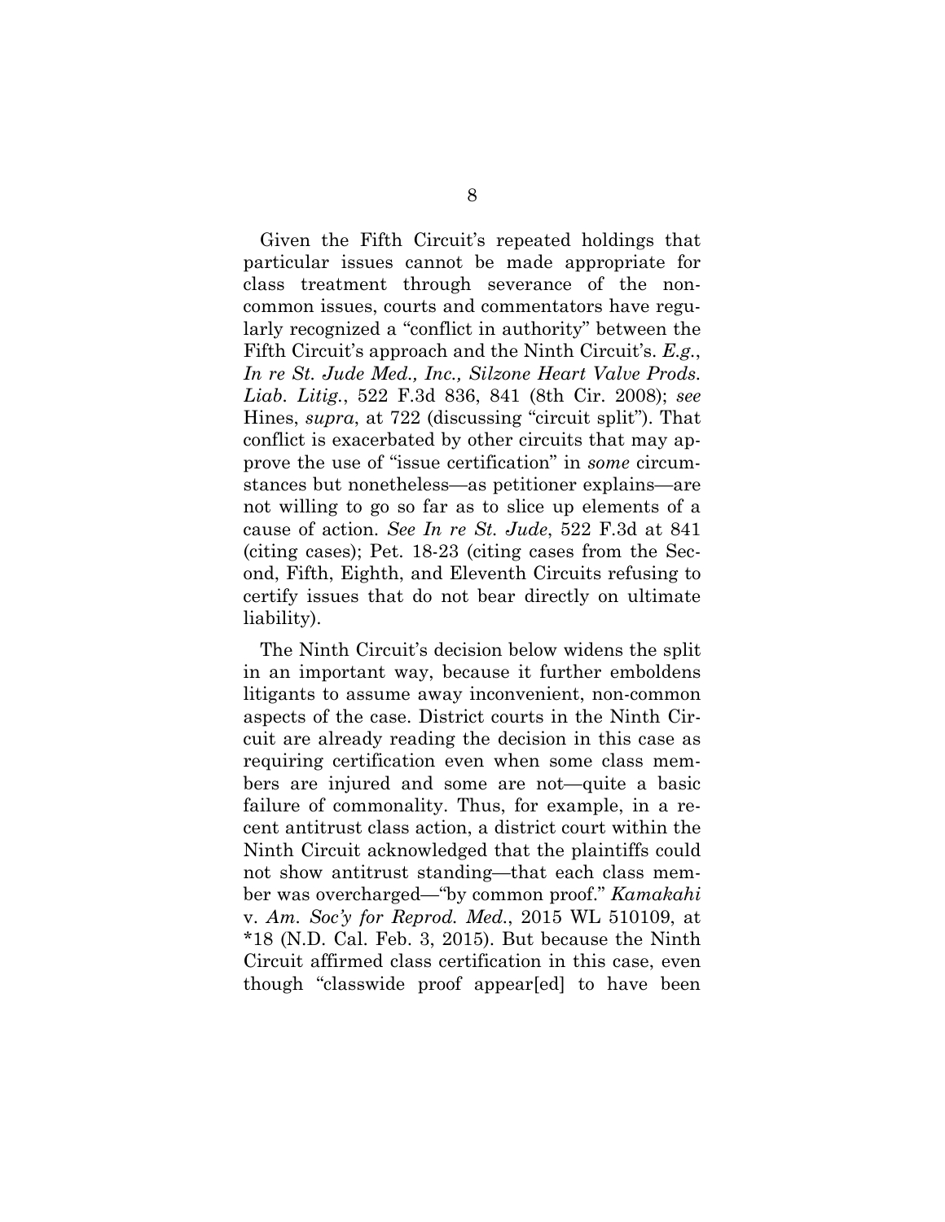Given the Fifth Circuit's repeated holdings that particular issues cannot be made appropriate for class treatment through severance of the non-common issues, courts and commentators have regularly recognized a "conflict in authority" between the Fifth Circuit's approach and the Ninth Circuit's. *E.g.*, *In re St. Jude Med., Inc., Silzone Heart Valve Prods. Liab. Litig.*, 522 F.3d 836, 841 (8th Cir. 2008); *see* Hines, *supra*, at 722 (discussing "circuit split"). That conflict is exacerbated by other circuits that may approve the use of "issue certification" in *some* circumstances but nonetheless—as petitioner explains—are not willing to go so far as to slice up elements of a cause of action. *See In re St. Jude*, 522 F.3d at 841 (citing cases); Pet. 18-23 (citing cases from the Second, Fifth, Eighth, and Eleventh Circuits refusing to certify issues that do not bear directly on ultimate liability).

The Ninth Circuit's decision below widens the split in an important way, because it further emboldens litigants to assume away inconvenient, non-common aspects of the case. District courts in the Ninth Circuit are already reading the decision in this case as requiring certification even when some class members are injured and some are not—quite a basic failure of commonality. Thus, for example, in a recent antitrust class action, a district court within the Ninth Circuit acknowledged that the plaintiffs could not show antitrust standing—that each class member was overcharged—"by common proof." *Kamakahi* v. *Am. Soc'y for Reprod. Med.*, 2015 WL 510109, at *18 (N.D. Cal. Feb. 3, 2015). But because the Ninth Circuit affirmed class certification in this case, even though "classwide proof appear[ed] to have been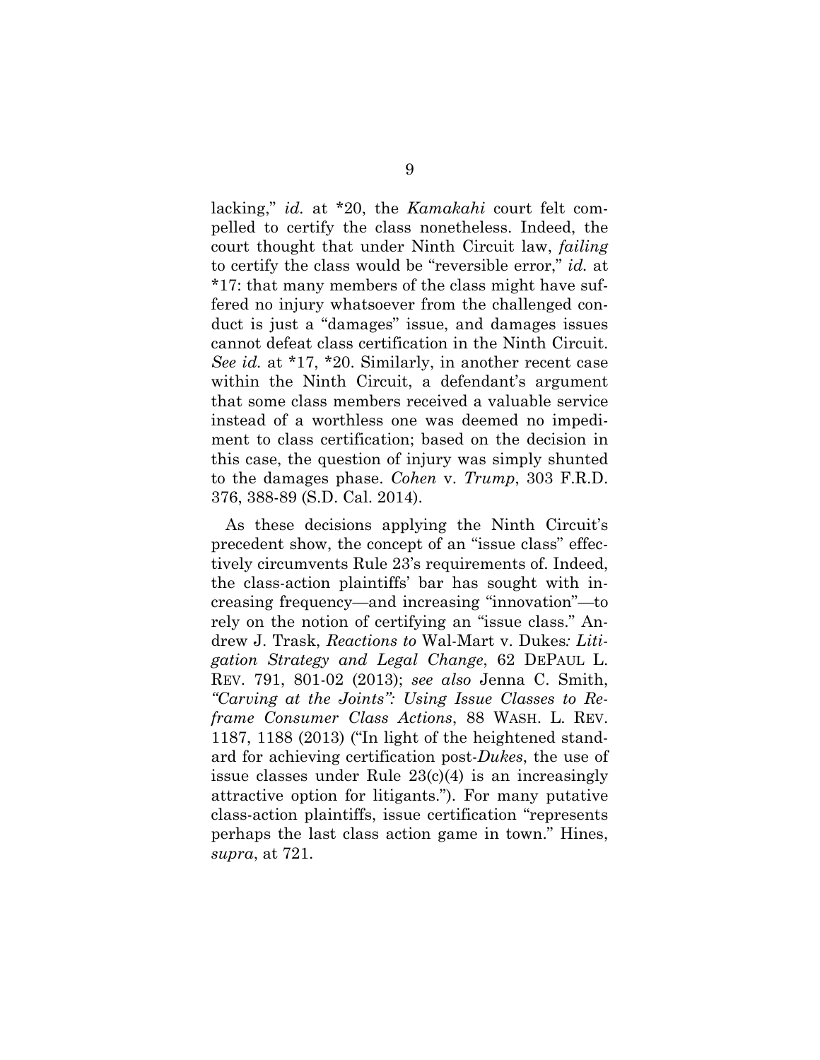lacking," *id.* at *20, the *Kamakahi* court felt compelled to certify the class nonetheless. Indeed, the court thought that under Ninth Circuit law, *failing* to certify the class would be "reversible error," *id.* at *17: that many members of the class might have suffered no injury whatsoever from the challenged conduct is just a "damages" issue, and damages issues cannot defeat class certification in the Ninth Circuit. *See id.* at *17, *20. Similarly, in another recent case within the Ninth Circuit, a defendant's argument that some class members received a valuable service instead of a worthless one was deemed no impediment to class certification; based on the decision in this case, the question of injury was simply shunted to the damages phase. *Cohen* v. *Trump*, 303 F.R.D. 376, 388-89 (S.D. Cal. 2014).

As these decisions applying the Ninth Circuit's precedent show, the concept of an "issue class" effectively circumvents Rule 23's requirements of. Indeed, the class-action plaintiffs' bar has sought with increasing frequency—and increasing "innovation"—to rely on the notion of certifying an "issue class." Andrew J. Trask, *Reactions to* Wal-Mart v. Dukes*: Litigation Strategy and Legal Change*, 62 DEPAUL L. REV. 791, 801-02 (2013); *see also* Jenna C. Smith, *"Carving at the Joints": Using Issue Classes to Reframe Consumer Class Actions*, 88 WASH. L. REV. 1187, 1188 (2013) ("In light of the heightened standard for achieving certification post-*Dukes*, the use of issue classes under Rule 23(c)(4) is an increasingly attractive option for litigants."). For many putative class-action plaintiffs, issue certification "represents perhaps the last class action game in town." Hines, *supra*, at 721.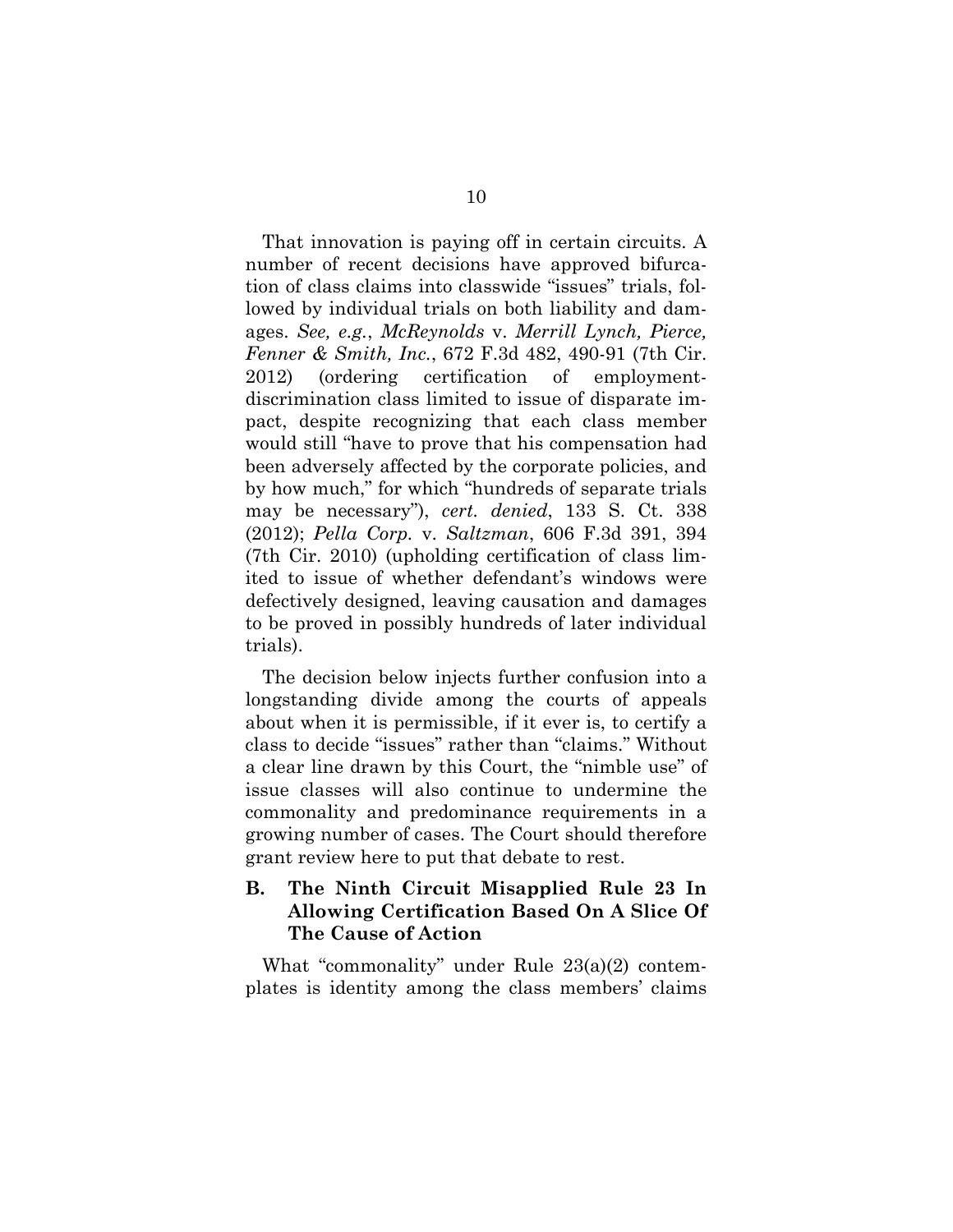That innovation is paying off in certain circuits. A number of recent decisions have approved bifurcation of class claims into classwide "issues" trials, followed by individual trials on both liability and damages. *See, e.g.*, *McReynolds* v. *Merrill Lynch, Pierce, Fenner & Smith, Inc.*, 672 F.3d 482, 490-91 (7th Cir. 2012) (ordering certification of employment-discrimination class limited to issue of disparate impact, despite recognizing that each class member would still "have to prove that his compensation had been adversely affected by the corporate policies, and by how much," for which "hundreds of separate trials may be necessary"), *cert. denied*, 133 S. Ct. 338 (2012); *Pella Corp.* v. *Saltzman*, 606 F.3d 391, 394 (7th Cir. 2010) (upholding certification of class limited to issue of whether defendant's windows were defectively designed, leaving causation and damages to be proved in possibly hundreds of later individual trials).

The decision below injects further confusion into a longstanding divide among the courts of appeals about when it is permissible, if it ever is, to certify a class to decide "issues" rather than "claims." Without a clear line drawn by this Court, the "nimble use" of issue classes will also continue to undermine the commonality and predominance requirements in a growing number of cases. The Court should therefore grant review here to put that debate to rest.

### B. The Ninth Circuit Misapplied Rule 23 In Allowing Certification Based On A Slice Of The Cause of Action

What "commonality" under Rule 23(a)(2) contemplates is identity among the class members' claims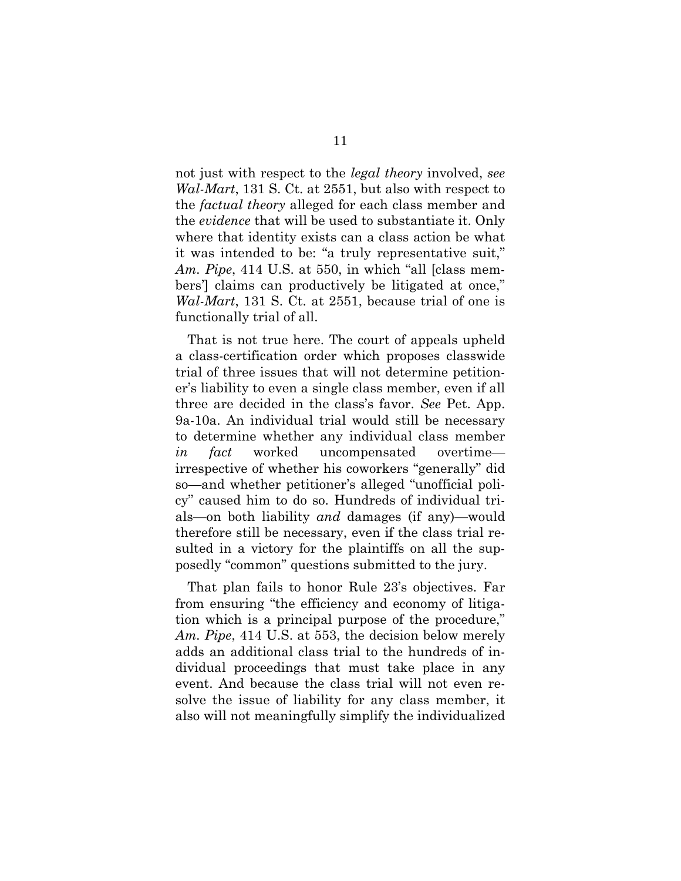not just with respect to the *legal theory* involved, *see Wal-Mart*, 131 S. Ct. at 2551, but also with respect to the *factual theory* alleged for each class member and the *evidence* that will be used to substantiate it. Only where that identity exists can a class action be what it was intended to be: "a truly representative suit," *Am. Pipe*, 414 U.S. at 550, in which "all [class members'] claims can productively be litigated at once," *Wal-Mart*, 131 S. Ct. at 2551, because trial of one is functionally trial of all.

That is not true here. The court of appeals upheld a class-certification order which proposes classwide trial of three issues that will not determine petitioner's liability to even a single class member, even if all three are decided in the class's favor. *See* Pet. App. 9a-10a. An individual trial would still be necessary to determine whether any individual class member *in fact* worked uncompensated overtime—irrespective of whether his coworkers "generally" did so—and whether petitioner's alleged "unofficial policy" caused him to do so. Hundreds of individual trials—on both liability *and* damages (if any)—would therefore still be necessary, even if the class trial resulted in a victory for the plaintiffs on all the supposedly "common" questions submitted to the jury.

That plan fails to honor Rule 23's objectives. Far from ensuring "the efficiency and economy of litigation which is a principal purpose of the procedure," *Am. Pipe*, 414 U.S. at 553, the decision below merely adds an additional class trial to the hundreds of individual proceedings that must take place in any event. And because the class trial will not even resolve the issue of liability for any class member, it also will not meaningfully simplify the individualized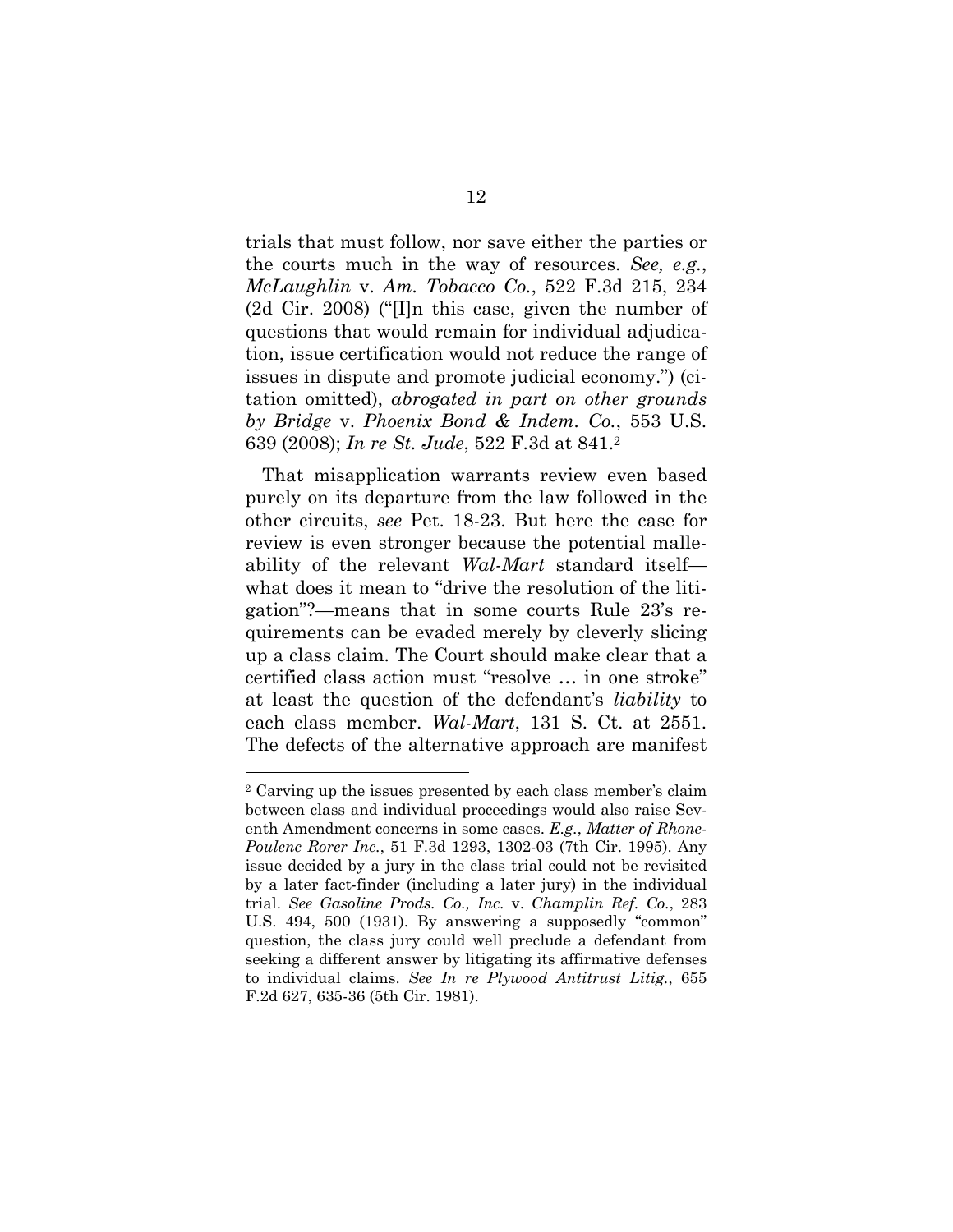trials that must follow, nor save either the parties or the courts much in the way of resources. *See, e.g.*, *McLaughlin* v. *Am. Tobacco Co.*, 522 F.3d 215, 234 (2d Cir. 2008) ("[I]n this case, given the number of questions that would remain for individual adjudication, issue certification would not reduce the range of issues in dispute and promote judicial economy.") (citation omitted), *abrogated in part on other grounds by Bridge* v. *Phoenix Bond & Indem. Co.*, 553 U.S. 639 (2008); *In re St. Jude*, 522 F.3d at 841.[2]

That misapplication warrants review even based purely on its departure from the law followed in the other circuits, *see* Pet. 18-23. But here the case for review is even stronger because the potential malleability of the relevant *Wal-Mart* standard itself—what does it mean to "drive the resolution of the litigation"?—means that in some courts Rule 23's requirements can be evaded merely by cleverly slicing up a class claim. The Court should make clear that a certified class action must "resolve … in one stroke" at least the question of the defendant's *liability* to each class member. *Wal-Mart*, 131 S. Ct. at 2551. The defects of the alternative approach are manifest

---

[2] Carving up the issues presented by each class member's claim between class and individual proceedings would also raise Seventh Amendment concerns in some cases. *E.g.*, *Matter of Rhone-Poulenc Rorer Inc.*, 51 F.3d 1293, 1302-03 (7th Cir. 1995). Any issue decided by a jury in the class trial could not be revisited by a later fact-finder (including a later jury) in the individual trial. *See Gasoline Prods. Co., Inc.* v. *Champlin Ref. Co.*, 283 U.S. 494, 500 (1931). By answering a supposedly "common" question, the class jury could well preclude a defendant from seeking a different answer by litigating its affirmative defenses to individual claims. *See In re Plywood Antitrust Litig.*, 655 F.2d 627, 635-36 (5th Cir. 1981).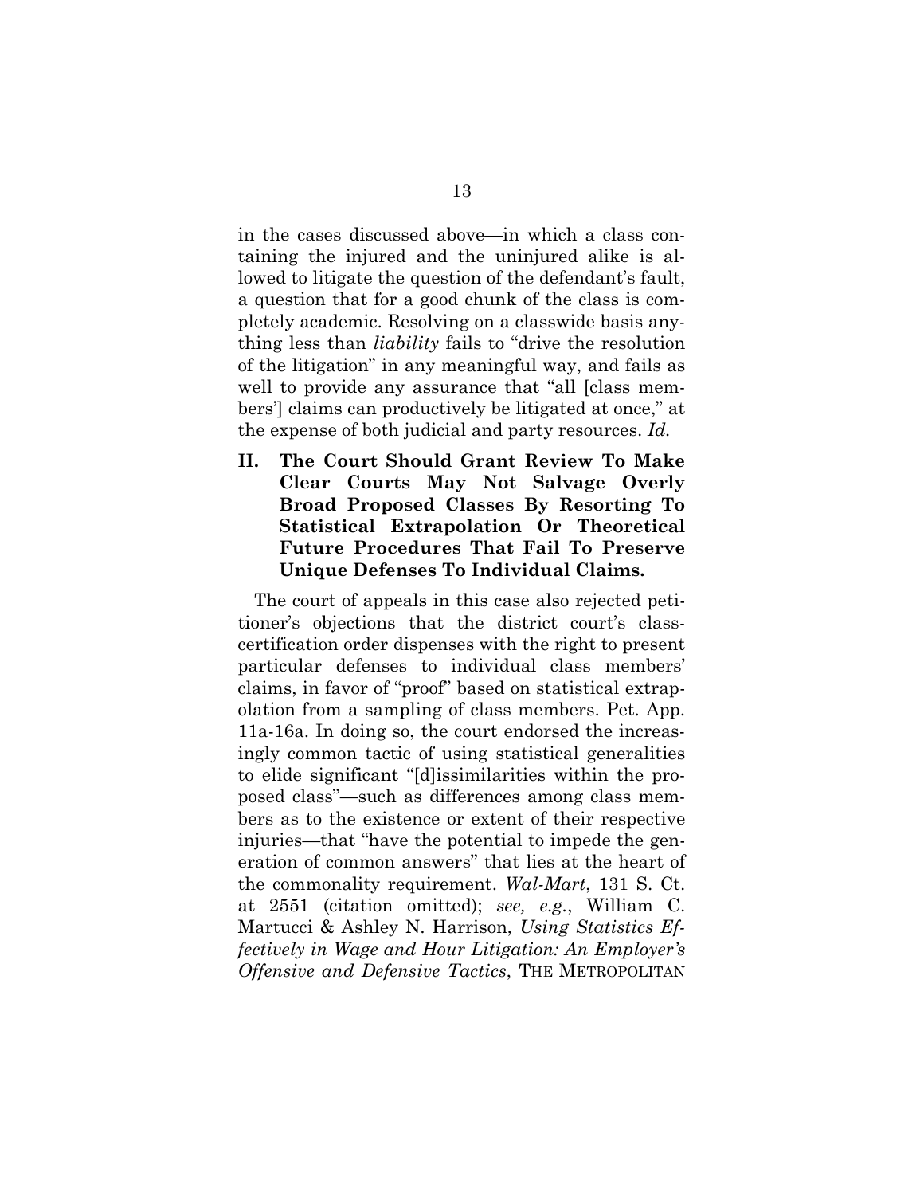in the cases discussed above—in which a class containing the injured and the uninjured alike is allowed to litigate the question of the defendant's fault, a question that for a good chunk of the class is completely academic. Resolving on a classwide basis anything less than *liability* fails to "drive the resolution of the litigation" in any meaningful way, and fails as well to provide any assurance that "all [class members'] claims can productively be litigated at once," at the expense of both judicial and party resources. *Id.*

## II. The Court Should Grant Review To Make Clear Courts May Not Salvage Overly Broad Proposed Classes By Resorting To Statistical Extrapolation Or Theoretical Future Procedures That Fail To Preserve Unique Defenses To Individual Claims.

The court of appeals in this case also rejected petitioner's objections that the district court's class-certification order dispenses with the right to present particular defenses to individual class members' claims, in favor of "proof" based on statistical extrapolation from a sampling of class members. Pet. App. 11a-16a. In doing so, the court endorsed the increasingly common tactic of using statistical generalities to elide significant "[d]issimilarities within the proposed class"—such as differences among class members as to the existence or extent of their respective injuries—that "have the potential to impede the generation of common answers" that lies at the heart of the commonality requirement. *Wal-Mart*, 131 S. Ct. at 2551 (citation omitted); *see, e.g.*, William C. Martucci & Ashley N. Harrison, *Using Statistics Effectively in Wage and Hour Litigation: An Employer's Offensive and Defensive Tactics*, THE METROPOLITAN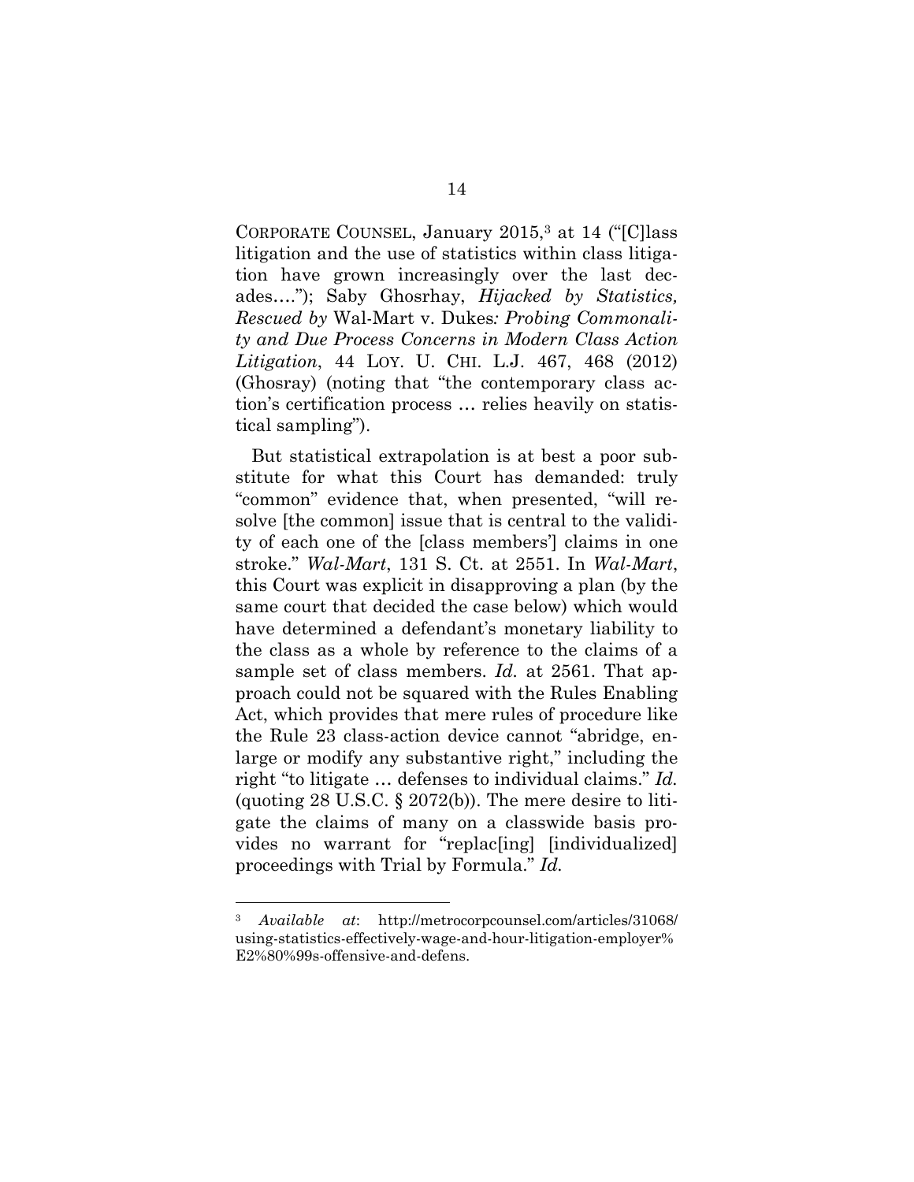CORPORATE COUNSEL, January 2015,[3] at 14 ("[C]lass litigation and the use of statistics within class litigation have grown increasingly over the last decades…."); Saby Ghosrhay, *Hijacked by Statistics, Rescued by* Wal-Mart v. Dukes*: Probing Commonality and Due Process Concerns in Modern Class Action Litigation*, 44 LOY. U. CHI. L.J. 467, 468 (2012) (Ghosray) (noting that "the contemporary class action's certification process … relies heavily on statistical sampling").

But statistical extrapolation is at best a poor substitute for what this Court has demanded: truly "common" evidence that, when presented, "will resolve [the common] issue that is central to the validity of each one of the [class members'] claims in one stroke." *Wal-Mart*, 131 S. Ct. at 2551. In *Wal-Mart*, this Court was explicit in disapproving a plan (by the same court that decided the case below) which would have determined a defendant's monetary liability to the class as a whole by reference to the claims of a sample set of class members. *Id.* at 2561. That approach could not be squared with the Rules Enabling Act, which provides that mere rules of procedure like the Rule 23 class-action device cannot "abridge, enlarge or modify any substantive right," including the right "to litigate … defenses to individual claims." *Id.* (quoting 28 U.S.C. § 2072(b)). The mere desire to litigate the claims of many on a classwide basis provides no warrant for "replac[ing] [individualized] proceedings with Trial by Formula." *Id.*

---

[3] *Available at*: http://metrocorpcounsel.com/articles/31068/using-statistics-effectively-wage-and-hour-litigation-employer%E2%80%99s-offensive-and-defens.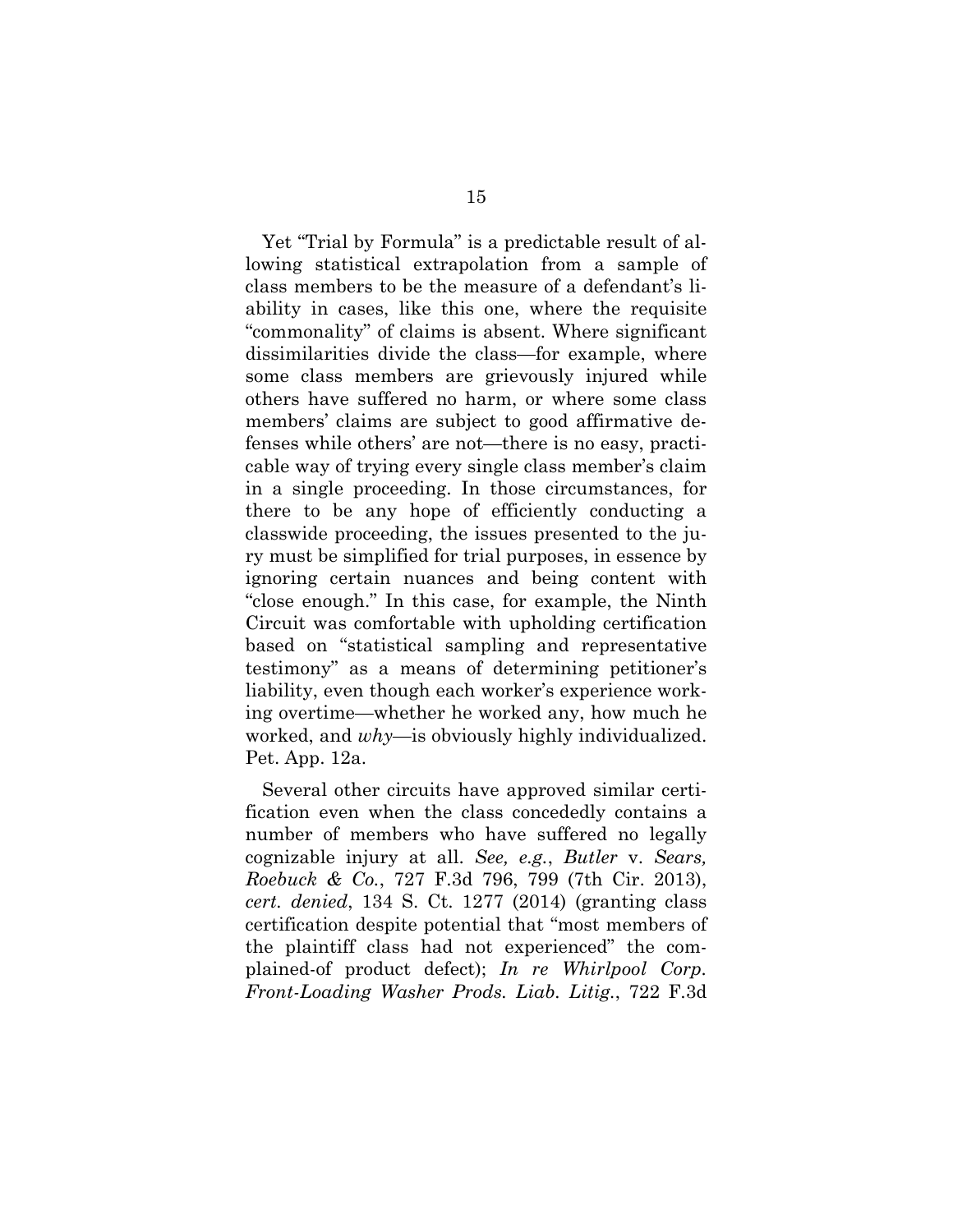Yet "Trial by Formula" is a predictable result of allowing statistical extrapolation from a sample of class members to be the measure of a defendant's liability in cases, like this one, where the requisite "commonality" of claims is absent. Where significant dissimilarities divide the class—for example, where some class members are grievously injured while others have suffered no harm, or where some class members' claims are subject to good affirmative defenses while others' are not—there is no easy, practicable way of trying every single class member's claim in a single proceeding. In those circumstances, for there to be any hope of efficiently conducting a classwide proceeding, the issues presented to the jury must be simplified for trial purposes, in essence by ignoring certain nuances and being content with "close enough." In this case, for example, the Ninth Circuit was comfortable with upholding certification based on "statistical sampling and representative testimony" as a means of determining petitioner's liability, even though each worker's experience working overtime—whether he worked any, how much he worked, and *why*—is obviously highly individualized. Pet. App. 12a.

Several other circuits have approved similar certification even when the class concededly contains a number of members who have suffered no legally cognizable injury at all. *See, e.g.*, *Butler* v. *Sears, Roebuck & Co.*, 727 F.3d 796, 799 (7th Cir. 2013), *cert. denied*, 134 S. Ct. 1277 (2014) (granting class certification despite potential that "most members of the plaintiff class had not experienced" the complained-of product defect); *In re Whirlpool Corp. Front-Loading Washer Prods. Liab. Litig.*, 722 F.3d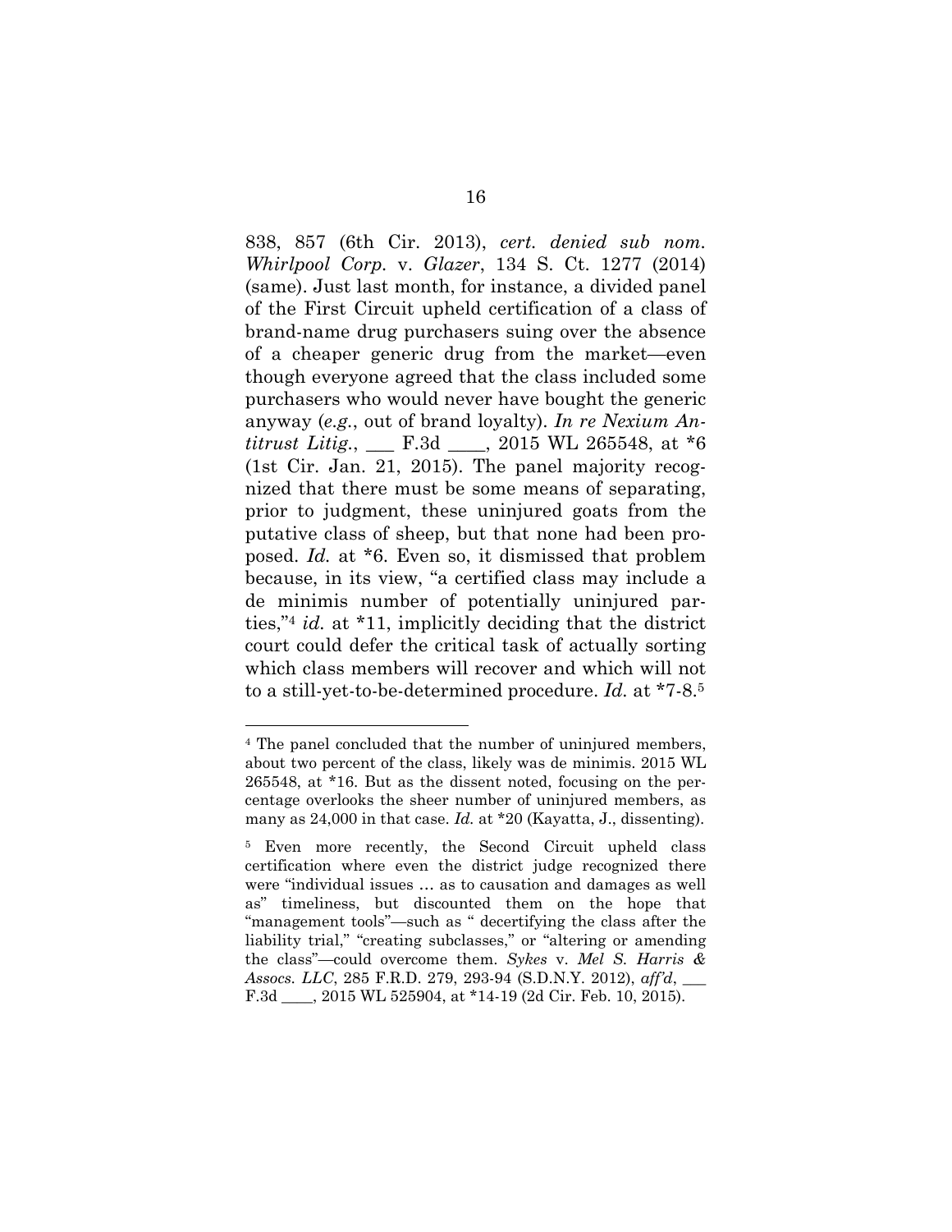838, 857 (6th Cir. 2013), *cert. denied sub nom. Whirlpool Corp.* v. *Glazer*, 134 S. Ct. 1277 (2014) (same). Just last month, for instance, a divided panel of the First Circuit upheld certification of a class of brand-name drug purchasers suing over the absence of a cheaper generic drug from the market—even though everyone agreed that the class included some purchasers who would never have bought the generic anyway (*e.g.*, out of brand loyalty). *In re Nexium Antitrust Litig.*, ___ F.3d ____, 2015 WL 265548, at *6 (1st Cir. Jan. 21, 2015). The panel majority recognized that there must be some means of separating, prior to judgment, these uninjured goats from the putative class of sheep, but that none had been proposed. *Id.* at *6. Even so, it dismissed that problem because, in its view, "a certified class may include a de minimis number of potentially uninjured parties,"[4] *id.* at *11, implicitly deciding that the district court could defer the critical task of actually sorting which class members will recover and which will not to a still-yet-to-be-determined procedure. *Id.* at *7-8.[5]

---

[4] The panel concluded that the number of uninjured members, about two percent of the class, likely was de minimis. 2015 WL 265548, at *16. But as the dissent noted, focusing on the percentage overlooks the sheer number of uninjured members, as many as 24,000 in that case. *Id.* at *20 (Kayatta, J., dissenting).

[5] Even more recently, the Second Circuit upheld class certification where even the district judge recognized there were "individual issues … as to causation and damages as well as" timeliness, but discounted them on the hope that "management tools"—such as " decertifying the class after the liability trial," "creating subclasses," or "altering or amending the class"—could overcome them. *Sykes* v. *Mel S. Harris & Assocs. LLC*, 285 F.R.D. 279, 293-94 (S.D.N.Y. 2012), *aff'd*, ___ F.3d ____, 2015 WL 525904, at *14-19 (2d Cir. Feb. 10, 2015).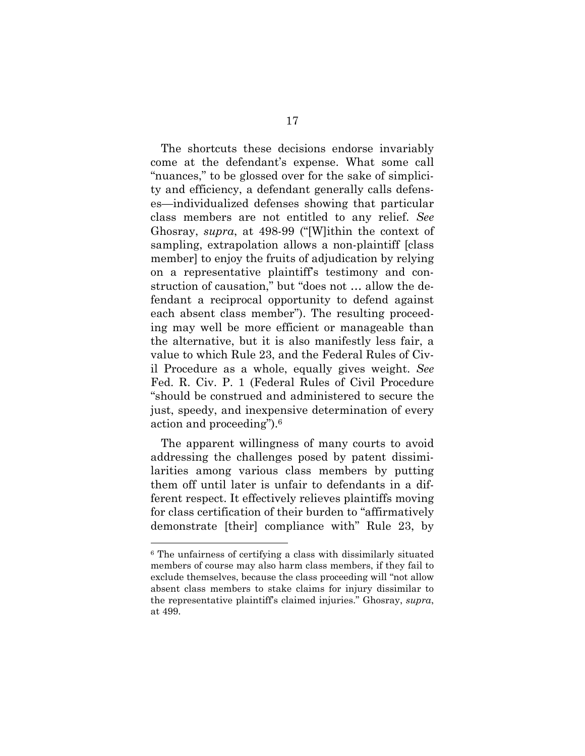The shortcuts these decisions endorse invariably come at the defendant's expense. What some call "nuances," to be glossed over for the sake of simplicity and efficiency, a defendant generally calls defenses—individualized defenses showing that particular class members are not entitled to any relief. *See* Ghosray, *supra*, at 498-99 ("[W]ithin the context of sampling, extrapolation allows a non-plaintiff [class member] to enjoy the fruits of adjudication by relying on a representative plaintiff's testimony and construction of causation," but "does not … allow the defendant a reciprocal opportunity to defend against each absent class member"). The resulting proceeding may well be more efficient or manageable than the alternative, but it is also manifestly less fair, a value to which Rule 23, and the Federal Rules of Civil Procedure as a whole, equally gives weight. *See* Fed. R. Civ. P. 1 (Federal Rules of Civil Procedure "should be construed and administered to secure the just, speedy, and inexpensive determination of every action and proceeding").[6]

The apparent willingness of many courts to avoid addressing the challenges posed by patent dissimilarities among various class members by putting them off until later is unfair to defendants in a different respect. It effectively relieves plaintiffs moving for class certification of their burden to "affirmatively demonstrate [their] compliance with" Rule 23, by

---

[6] The unfairness of certifying a class with dissimilarly situated members of course may also harm class members, if they fail to exclude themselves, because the class proceeding will "not allow absent class members to stake claims for injury dissimilar to the representative plaintiff's claimed injuries." Ghosray, *supra*, at 499.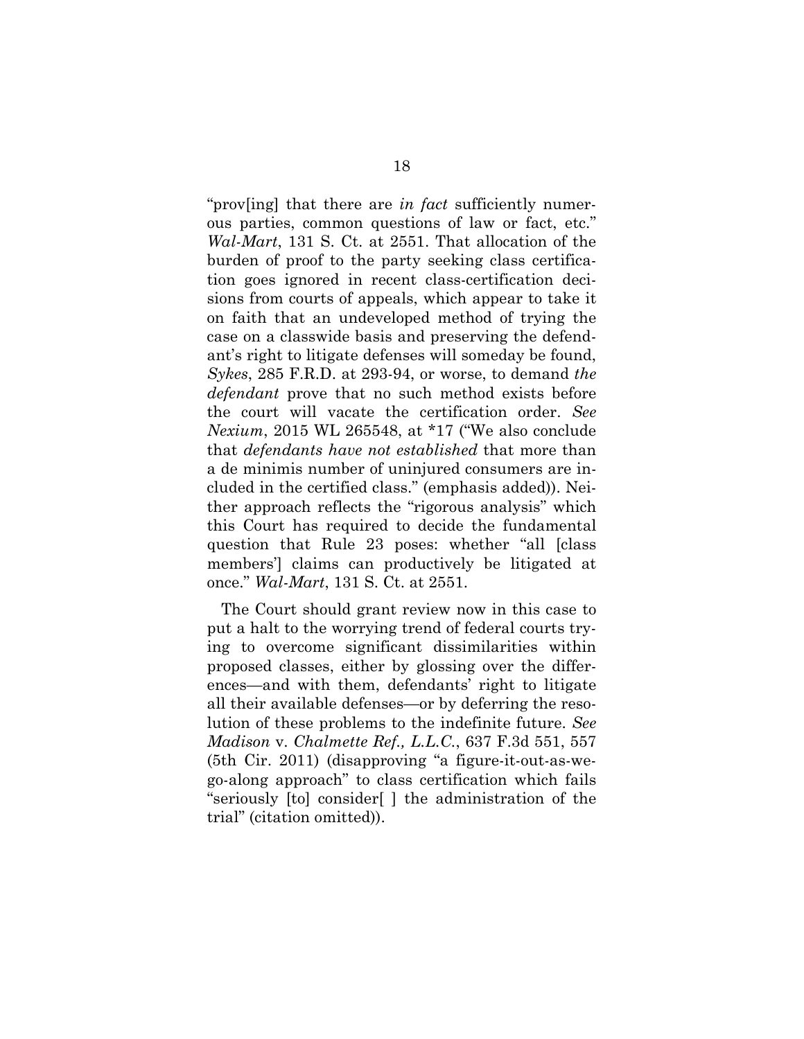"prov[ing] that there are *in fact* sufficiently numerous parties, common questions of law or fact, etc." *Wal-Mart*, 131 S. Ct. at 2551. That allocation of the burden of proof to the party seeking class certification goes ignored in recent class-certification decisions from courts of appeals, which appear to take it on faith that an undeveloped method of trying the case on a classwide basis and preserving the defendant's right to litigate defenses will someday be found, *Sykes*, 285 F.R.D. at 293-94, or worse, to demand *the defendant* prove that no such method exists before the court will vacate the certification order. *See Nexium*, 2015 WL 265548, at *17 ("We also conclude that *defendants have not established* that more than a de minimis number of uninjured consumers are included in the certified class." (emphasis added)). Neither approach reflects the "rigorous analysis" which this Court has required to decide the fundamental question that Rule 23 poses: whether "all [class members'] claims can productively be litigated at once." *Wal-Mart*, 131 S. Ct. at 2551.

The Court should grant review now in this case to put a halt to the worrying trend of federal courts trying to overcome significant dissimilarities within proposed classes, either by glossing over the differences—and with them, defendants' right to litigate all their available defenses—or by deferring the resolution of these problems to the indefinite future. *See Madison* v. *Chalmette Ref., L.L.C.*, 637 F.3d 551, 557 (5th Cir. 2011) (disapproving "a figure-it-out-as-we-go-along approach" to class certification which fails "seriously [to] consider[ ] the administration of the trial" (citation omitted)).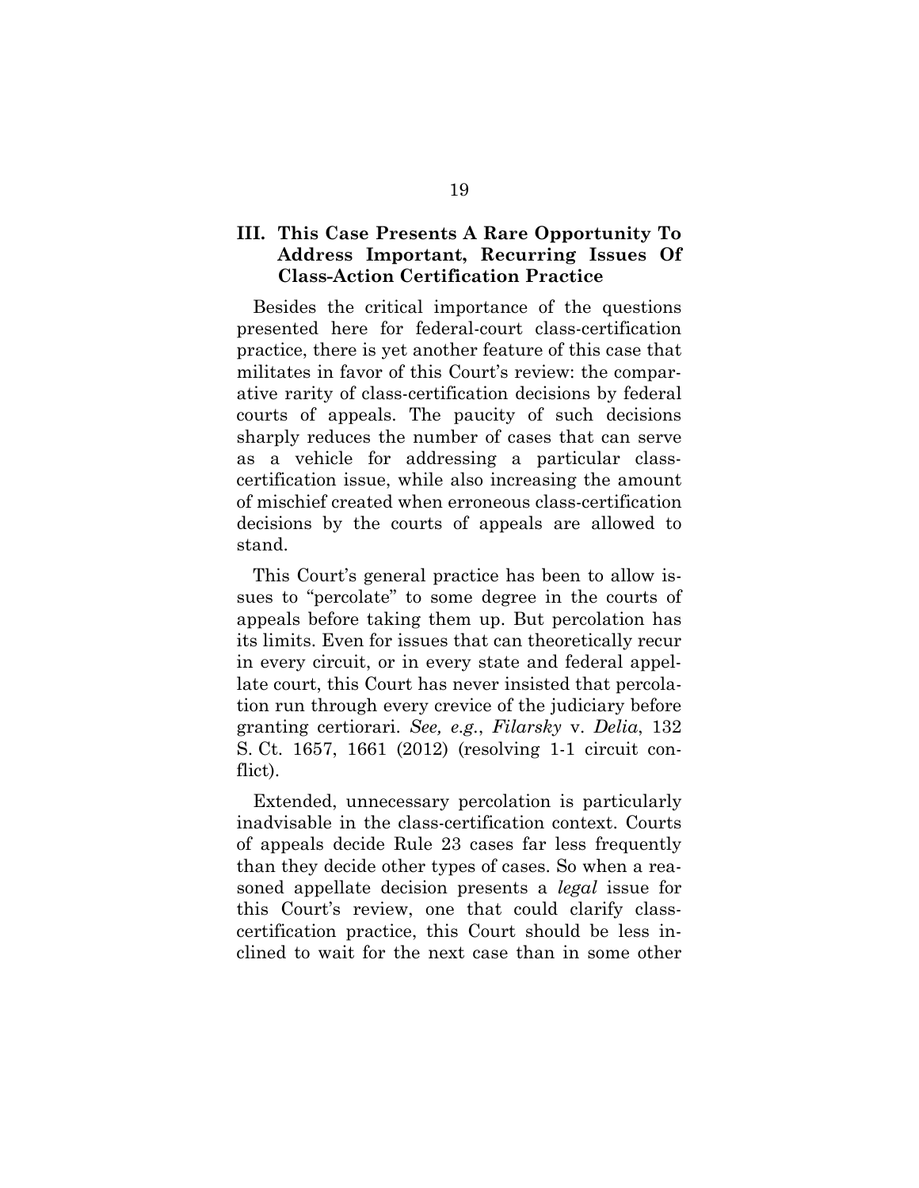## III. This Case Presents A Rare Opportunity To Address Important, Recurring Issues Of Class-Action Certification Practice

Besides the critical importance of the questions presented here for federal-court class-certification practice, there is yet another feature of this case that militates in favor of this Court's review: the comparative rarity of class-certification decisions by federal courts of appeals. The paucity of such decisions sharply reduces the number of cases that can serve as a vehicle for addressing a particular class-certification issue, while also increasing the amount of mischief created when erroneous class-certification decisions by the courts of appeals are allowed to stand.

This Court's general practice has been to allow issues to "percolate" to some degree in the courts of appeals before taking them up. But percolation has its limits. Even for issues that can theoretically recur in every circuit, or in every state and federal appellate court, this Court has never insisted that percolation run through every crevice of the judiciary before granting certiorari. *See, e.g.*, *Filarsky* v. *Delia*, 132 S. Ct. 1657, 1661 (2012) (resolving 1-1 circuit conflict).

Extended, unnecessary percolation is particularly inadvisable in the class-certification context. Courts of appeals decide Rule 23 cases far less frequently than they decide other types of cases. So when a reasoned appellate decision presents a *legal* issue for this Court's review, one that could clarify class-certification practice, this Court should be less inclined to wait for the next case than in some other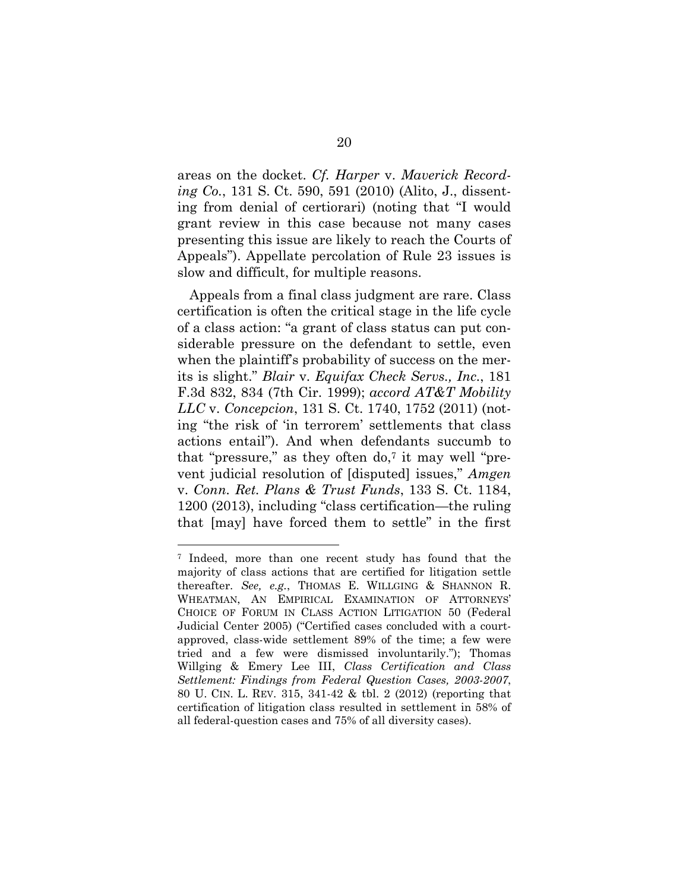areas on the docket. *Cf. Harper* v. *Maverick Recording Co.*, 131 S. Ct. 590, 591 (2010) (Alito, J., dissenting from denial of certiorari) (noting that "I would grant review in this case because not many cases presenting this issue are likely to reach the Courts of Appeals"). Appellate percolation of Rule 23 issues is slow and difficult, for multiple reasons.

Appeals from a final class judgment are rare. Class certification is often the critical stage in the life cycle of a class action: "a grant of class status can put considerable pressure on the defendant to settle, even when the plaintiff's probability of success on the merits is slight." *Blair* v. *Equifax Check Servs., Inc.*, 181 F.3d 832, 834 (7th Cir. 1999); *accord AT&T Mobility LLC* v. *Concepcion*, 131 S. Ct. 1740, 1752 (2011) (noting "the risk of 'in terrorem' settlements that class actions entail"). And when defendants succumb to that "pressure," as they often do,[7] it may well "prevent judicial resolution of [disputed] issues," *Amgen* v. *Conn. Ret. Plans & Trust Funds*, 133 S. Ct. 1184, 1200 (2013), including "class certification—the ruling that [may] have forced them to settle" in the first

---

[7] Indeed, more than one recent study has found that the majority of class actions that are certified for litigation settle thereafter. *See, e.g.*, THOMAS E. WILLGING & SHANNON R. WHEATMAN, AN EMPIRICAL EXAMINATION OF ATTORNEYS' CHOICE OF FORUM IN CLASS ACTION LITIGATION 50 (Federal Judicial Center 2005) ("Certified cases concluded with a court-approved, class-wide settlement 89% of the time; a few were tried and a few were dismissed involuntarily."); Thomas Willging & Emery Lee III, *Class Certification and Class Settlement: Findings from Federal Question Cases, 2003-2007*, 80 U. CIN. L. REV. 315, 341-42 & tbl. 2 (2012) (reporting that certification of litigation class resulted in settlement in 58% of all federal-question cases and 75% of all diversity cases).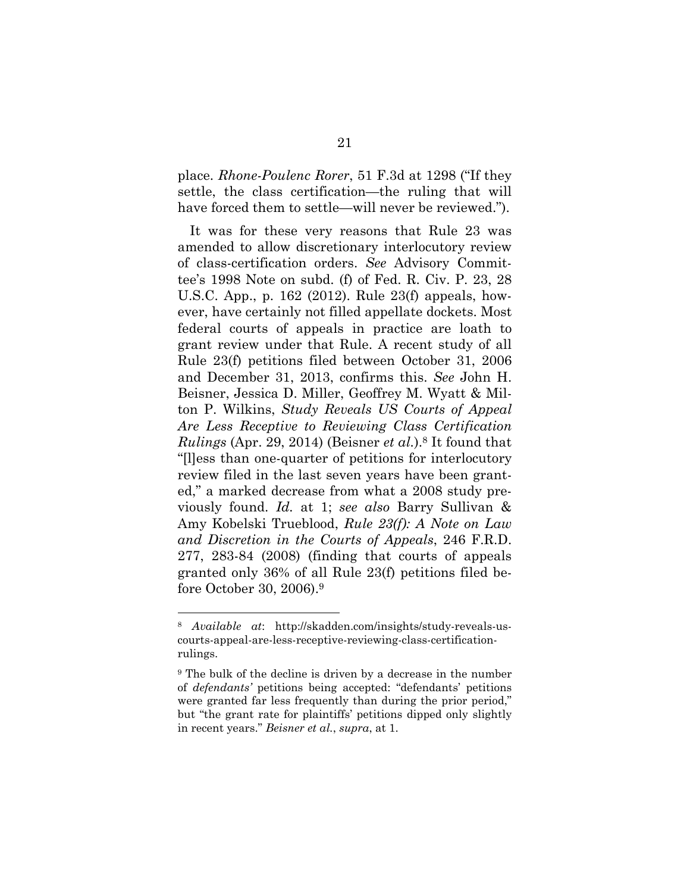place. *Rhone-Poulenc Rorer*, 51 F.3d at 1298 ("If they settle, the class certification—the ruling that will have forced them to settle—will never be reviewed.").

It was for these very reasons that Rule 23 was amended to allow discretionary interlocutory review of class-certification orders. *See* Advisory Committee's 1998 Note on subd. (f) of Fed. R. Civ. P. 23, 28 U.S.C. App., p. 162 (2012). Rule 23(f) appeals, however, have certainly not filled appellate dockets. Most federal courts of appeals in practice are loath to grant review under that Rule. A recent study of all Rule 23(f) petitions filed between October 31, 2006 and December 31, 2013, confirms this. *See* John H. Beisner, Jessica D. Miller, Geoffrey M. Wyatt & Milton P. Wilkins, *Study Reveals US Courts of Appeal Are Less Receptive to Reviewing Class Certification Rulings* (Apr. 29, 2014) (Beisner *et al.*).[8] It found that "[l]ess than one-quarter of petitions for interlocutory review filed in the last seven years have been granted," a marked decrease from what a 2008 study previously found. *Id.* at 1; *see also* Barry Sullivan & Amy Kobelski Trueblood, *Rule 23(f): A Note on Law and Discretion in the Courts of Appeals*, 246 F.R.D. 277, 283-84 (2008) (finding that courts of appeals granted only 36% of all Rule 23(f) petitions filed before October 30, 2006).[9]

---

[8] *Available at*: http://skadden.com/insights/study-reveals-us-courts-appeal-are-less-receptive-reviewing-class-certification-rulings.

[9] The bulk of the decline is driven by a decrease in the number of *defendants'* petitions being accepted: "defendants' petitions were granted far less frequently than during the prior period," but "the grant rate for plaintiffs' petitions dipped only slightly in recent years." *Beisner et al.*, *supra*, at 1.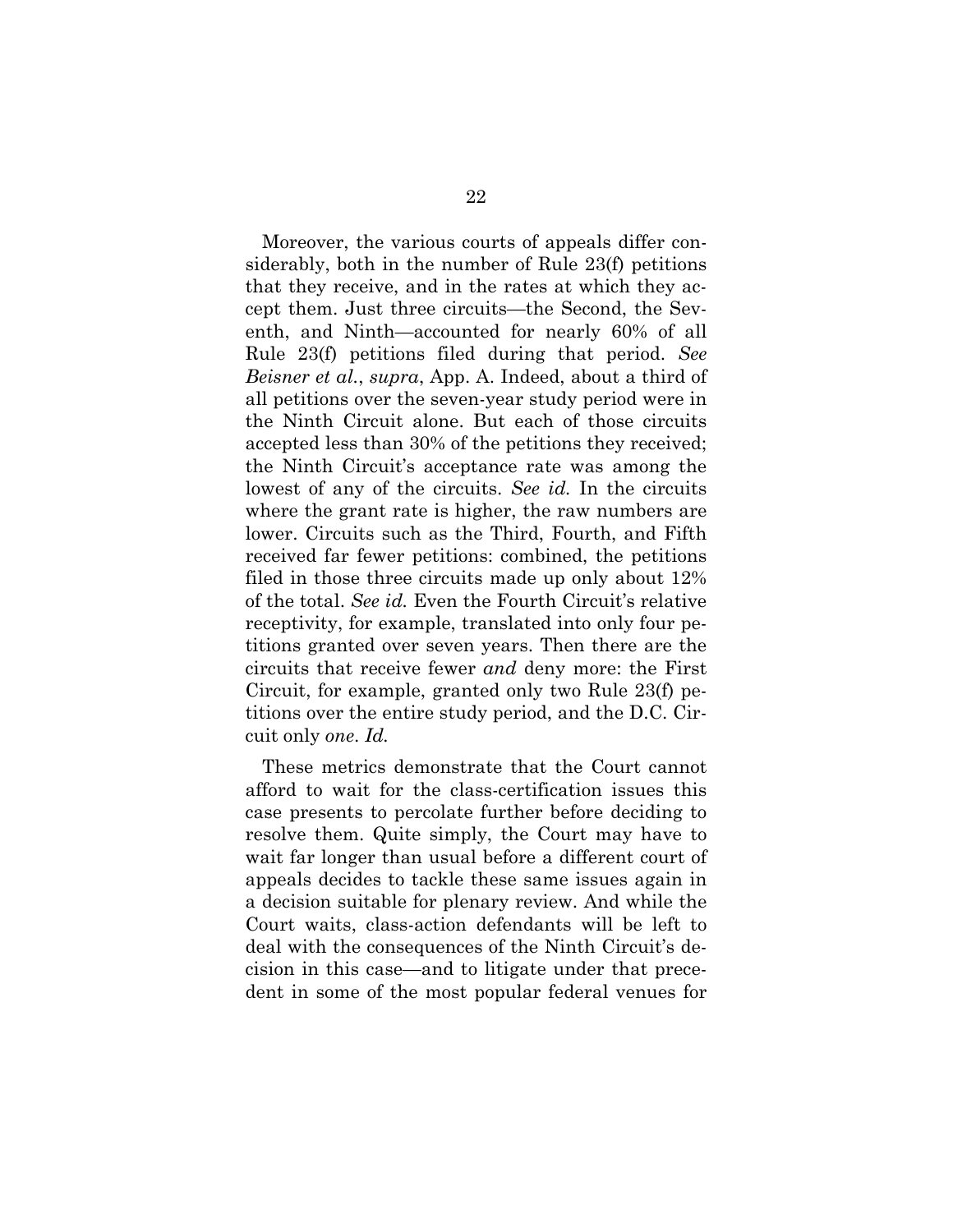Moreover, the various courts of appeals differ considerably, both in the number of Rule 23(f) petitions that they receive, and in the rates at which they accept them. Just three circuits—the Second, the Seventh, and Ninth—accounted for nearly 60% of all Rule 23(f) petitions filed during that period. *See Beisner et al.*, *supra*, App. A. Indeed, about a third of all petitions over the seven-year study period were in the Ninth Circuit alone. But each of those circuits accepted less than 30% of the petitions they received; the Ninth Circuit's acceptance rate was among the lowest of any of the circuits. *See id.* In the circuits where the grant rate is higher, the raw numbers are lower. Circuits such as the Third, Fourth, and Fifth received far fewer petitions: combined, the petitions filed in those three circuits made up only about 12% of the total. *See id.* Even the Fourth Circuit's relative receptivity, for example, translated into only four petitions granted over seven years. Then there are the circuits that receive fewer *and* deny more: the First Circuit, for example, granted only two Rule 23(f) petitions over the entire study period, and the D.C. Circuit only *one*. *Id.*

These metrics demonstrate that the Court cannot afford to wait for the class-certification issues this case presents to percolate further before deciding to resolve them. Quite simply, the Court may have to wait far longer than usual before a different court of appeals decides to tackle these same issues again in a decision suitable for plenary review. And while the Court waits, class-action defendants will be left to deal with the consequences of the Ninth Circuit's decision in this case—and to litigate under that precedent in some of the most popular federal venues for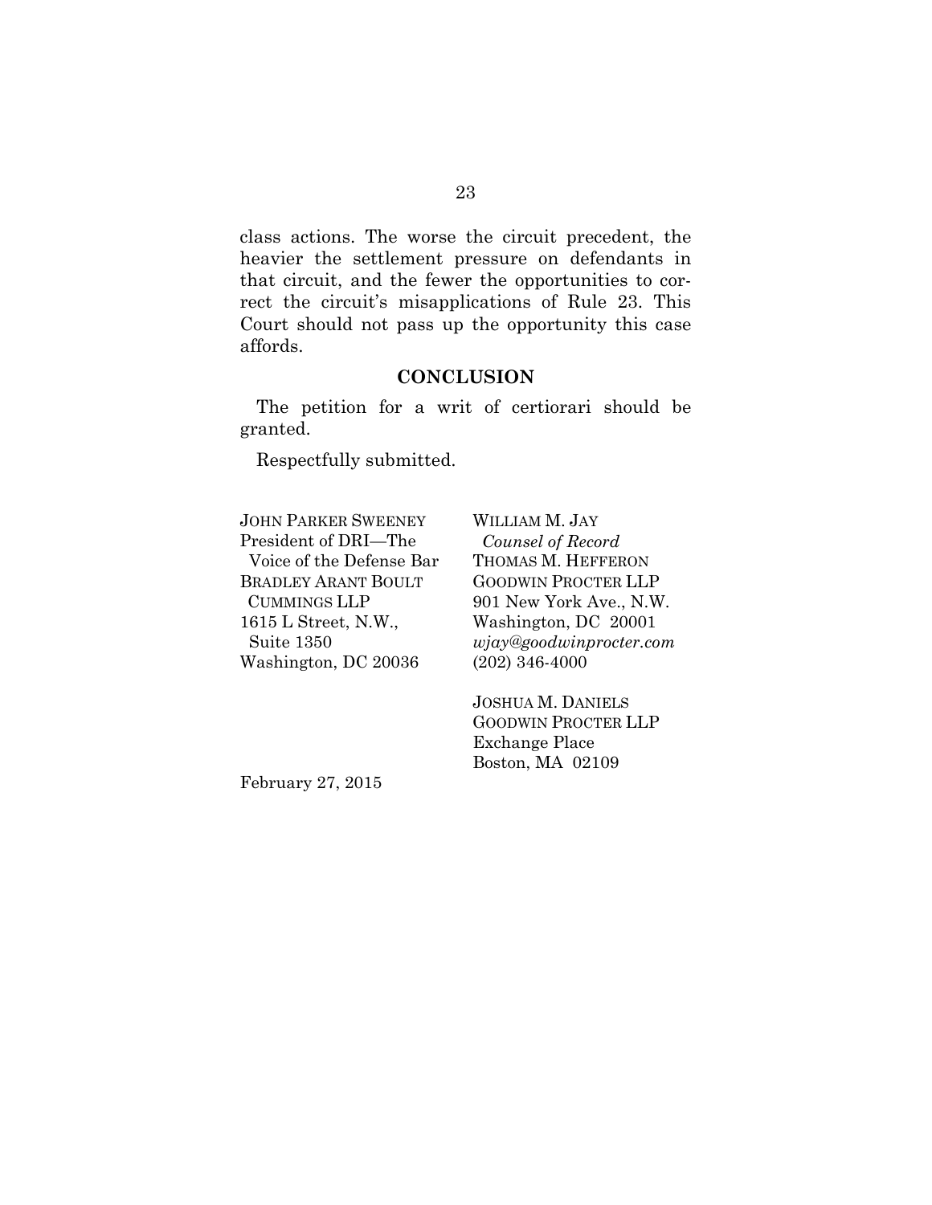class actions. The worse the circuit precedent, the heavier the settlement pressure on defendants in that circuit, and the fewer the opportunities to correct the circuit's misapplications of Rule 23. This Court should not pass up the opportunity this case affords.

## CONCLUSION

The petition for a writ of certiorari should be granted.

Respectfully submitted.

JOHN PARKER SWEENEY
President of DRI—The Voice of the Defense Bar
BRADLEY ARANT BOULT CUMMINGS LLP
1615 L Street, N.W., Suite 1350
Washington, DC 20036

WILLIAM M. JAY
*Counsel of Record*
THOMAS M. HEFFERON
GOODWIN PROCTER LLP
901 New York Ave., N.W.
Washington, DC 20001
*wjay@goodwinprocter.com*
(202) 346-4000

JOSHUA M. DANIELS
GOODWIN PROCTER LLP
Exchange Place
Boston, MA 02109

February 27, 2015